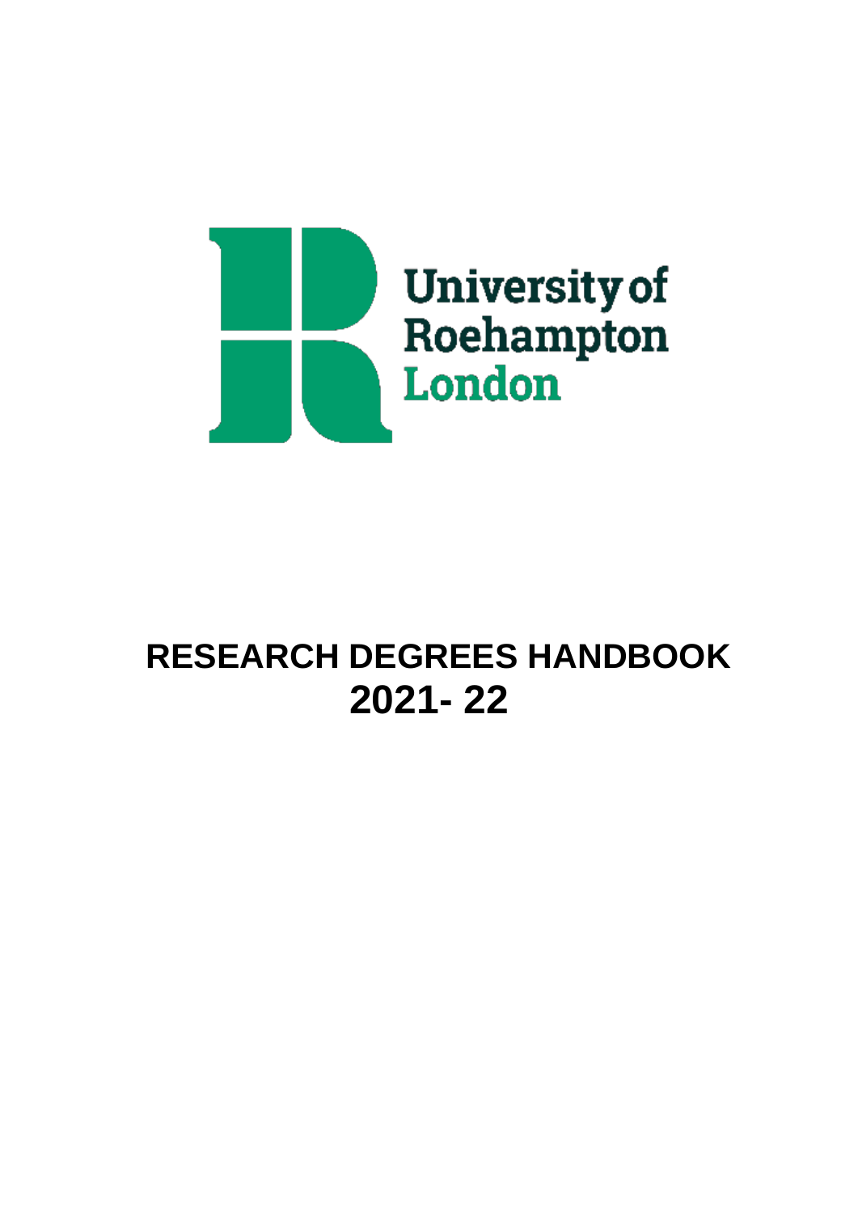University of Roehampton London

# RESEARCH DEGREES HANDBOOK 2021- 22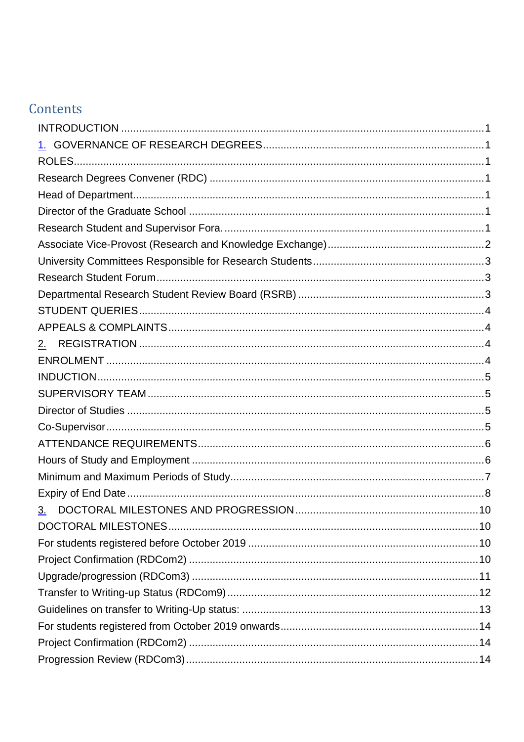## Contents

INTRODUCTION ........................................................................................................1
1. GOVERNANCE OF RESEARCH DEGREES ..........................................................1
ROLES ....................................................................................................................1
Research Degrees Convener (RDC) ......................................................................1
Head of Department ..............................................................................................1
Director of the Graduate School ...........................................................................1
Research Student and Supervisor Fora. ...............................................................1
Associate Vice-Provost (Research and Knowledge Exchange) .............................2
University Committees Responsible for Research Students .................................3
Research Student Forum .......................................................................................3
Departmental Research Student Review Board (RSRB) .......................................3
STUDENT QUERIES ...............................................................................................4
APPEALS & COMPLAINTS .....................................................................................4
2. REGISTRATION ..................................................................................................4
ENROLMENT .........................................................................................................4
INDUCTION ............................................................................................................5
SUPERVISORY TEAM .............................................................................................5
Director of Studies .................................................................................................5
Co-Supervisor .........................................................................................................5
ATTENDANCE REQUIREMENTS .............................................................................6
Hours of Study and Employment ..........................................................................6
Minimum and Maximum Periods of Study ............................................................7
Expiry of End Date .................................................................................................8
3. DOCTORAL MILESTONES AND PROGRESSION ................................................10
DOCTORAL MILESTONES .....................................................................................10
For students registered before October 2019 .......................................................10
Project Confirmation (RDCom2) ............................................................................10
Upgrade/progression (RDCom3) ...........................................................................11
Transfer to Writing-up Status (RDCom9) ...............................................................12
Guidelines on transfer to Writing-Up status: .........................................................13
For students registered from October 2019 onwards ...........................................14
Project Confirmation (RDCom2) ............................................................................14
Progression Review (RDCom3) .............................................................................14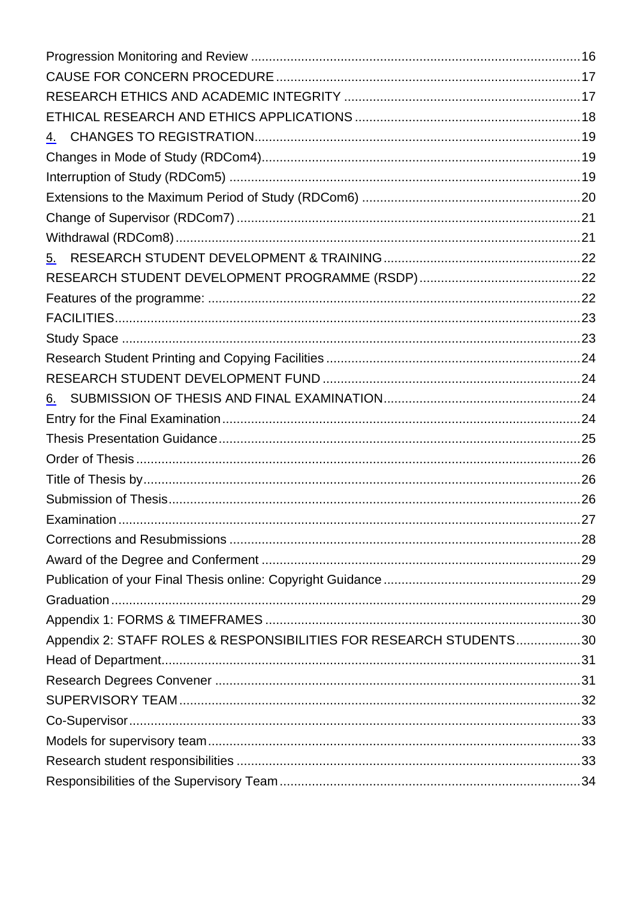Progression Monitoring and Review ........................................................................................ 16
CAUSE FOR CONCERN PROCEDURE ..................................................................................... 17
RESEARCH ETHICS AND ACADEMIC INTEGRITY .................................................................. 17
ETHICAL RESEARCH AND ETHICS APPLICATIONS ............................................................... 18
4. CHANGES TO REGISTRATION........................................................................................... 19
Changes in Mode of Study (RDCom4)........................................................................................ 19
Interruption of Study (RDCom5) ................................................................................................. 19
Extensions to the Maximum Period of Study (RDCom6) ............................................................ 20
Change of Supervisor (RDCom7) ............................................................................................... 21
Withdrawal (RDCom8) ................................................................................................................ 21
5. RESEARCH STUDENT DEVELOPMENT & TRAINING ....................................................... 22
RESEARCH STUDENT DEVELOPMENT PROGRAMME (RSDP) ............................................. 22
Features of the programme: ....................................................................................................... 22
FACILITIES ................................................................................................................................. 23
Study Space ............................................................................................................................... 23
Research Student Printing and Copying Facilities ...................................................................... 24
RESEARCH STUDENT DEVELOPMENT FUND ........................................................................ 24
6. SUBMISSION OF THESIS AND FINAL EXAMINATION ....................................................... 24
Entry for the Final Examination ................................................................................................... 24
Thesis Presentation Guidance .................................................................................................... 25
Order of Thesis ........................................................................................................................... 26
Title of Thesis by ......................................................................................................................... 26
Submission of Thesis .................................................................................................................. 26
Examination ................................................................................................................................ 27
Corrections and Resubmissions ................................................................................................. 28
Award of the Degree and Conferment ........................................................................................ 29
Publication of your Final Thesis online: Copyright Guidance ...................................................... 29
Graduation .................................................................................................................................. 29
Appendix 1: FORMS & TIMEFRAMES ....................................................................................... 30
Appendix 2: STAFF ROLES & RESPONSIBILITIES FOR RESEARCH STUDENTS .................. 30
Head of Department .................................................................................................................... 31
Research Degrees Convener ...................................................................................................... 31
SUPERVISORY TEAM ................................................................................................................ 32
Co-Supervisor ............................................................................................................................. 33
Models for supervisory team ....................................................................................................... 33
Research student responsibilities ............................................................................................... 33
Responsibilities of the Supervisory Team ................................................................................... 34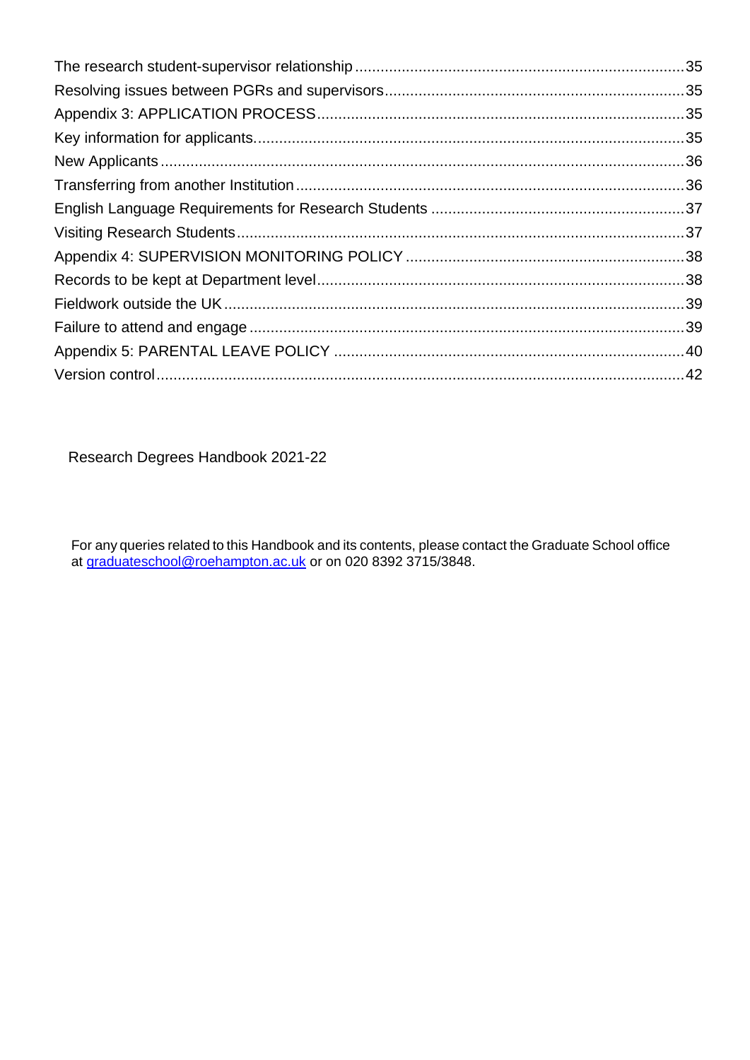The research student-supervisor relationship ............................................................................ 35
Resolving issues between PGRs and supervisors ...................................................................... 35
Appendix 3: APPLICATION PROCESS ...................................................................................... 35
Key information for applicants .................................................................................................... 35
New Applicants ........................................................................................................................... 36
Transferring from another Institution .......................................................................................... 36
English Language Requirements for Research Students ........................................................... 37
Visiting Research Students ......................................................................................................... 37
Appendix 4: SUPERVISION MONITORING POLICY ................................................................. 38
Records to be kept at Department level ...................................................................................... 38
Fieldwork outside the UK ............................................................................................................ 39
Failure to attend and engage ...................................................................................................... 39
Appendix 5: PARENTAL LEAVE POLICY .................................................................................. 40
Version control ............................................................................................................................ 42

Research Degrees Handbook 2021-22

For any queries related to this Handbook and its contents, please contact the Graduate School office at graduateschool@roehampton.ac.uk or on 020 8392 3715/3848.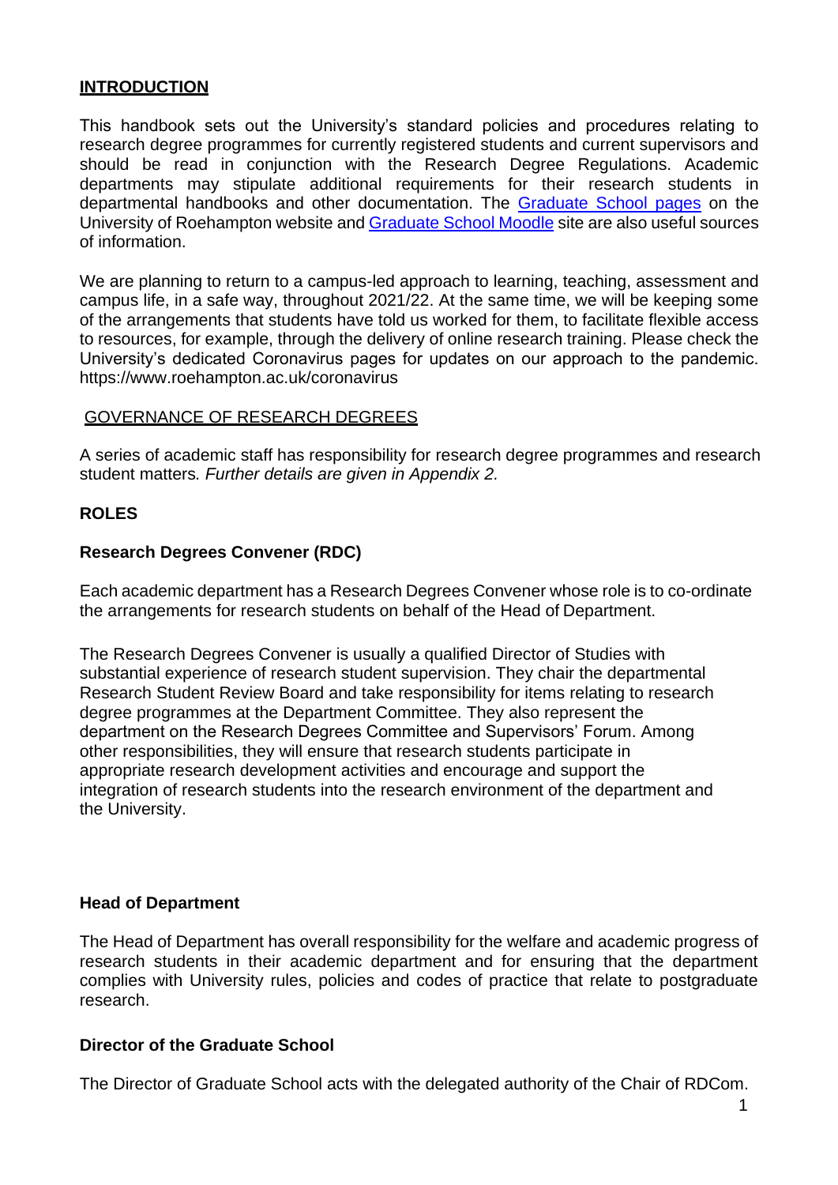## INTRODUCTION

This handbook sets out the University's standard policies and procedures relating to research degree programmes for currently registered students and current supervisors and should be read in conjunction with the Research Degree Regulations. Academic departments may stipulate additional requirements for their research students in departmental handbooks and other documentation. The [Graduate School pages](#) on the University of Roehampton website and [Graduate School Moodle](#) site are also useful sources of information.

We are planning to return to a campus-led approach to learning, teaching, assessment and campus life, in a safe way, throughout 2021/22. At the same time, we will be keeping some of the arrangements that students have told us worked for them, to facilitate flexible access to resources, for example, through the delivery of online research training. Please check the University's dedicated Coronavirus pages for updates on our approach to the pandemic. https://www.roehampton.ac.uk/coronavirus

## GOVERNANCE OF RESEARCH DEGREES

A series of academic staff has responsibility for research degree programmes and research student matters. *Further details are given in Appendix 2.*

### ROLES

#### Research Degrees Convener (RDC)

Each academic department has a Research Degrees Convener whose role is to co-ordinate the arrangements for research students on behalf of the Head of Department.

The Research Degrees Convener is usually a qualified Director of Studies with substantial experience of research student supervision. They chair the departmental Research Student Review Board and take responsibility for items relating to research degree programmes at the Department Committee. They also represent the department on the Research Degrees Committee and Supervisors' Forum. Among other responsibilities, they will ensure that research students participate in appropriate research development activities and encourage and support the integration of research students into the research environment of the department and the University.

#### Head of Department

The Head of Department has overall responsibility for the welfare and academic progress of research students in their academic department and for ensuring that the department complies with University rules, policies and codes of practice that relate to postgraduate research.

#### Director of the Graduate School

The Director of Graduate School acts with the delegated authority of the Chair of RDCom.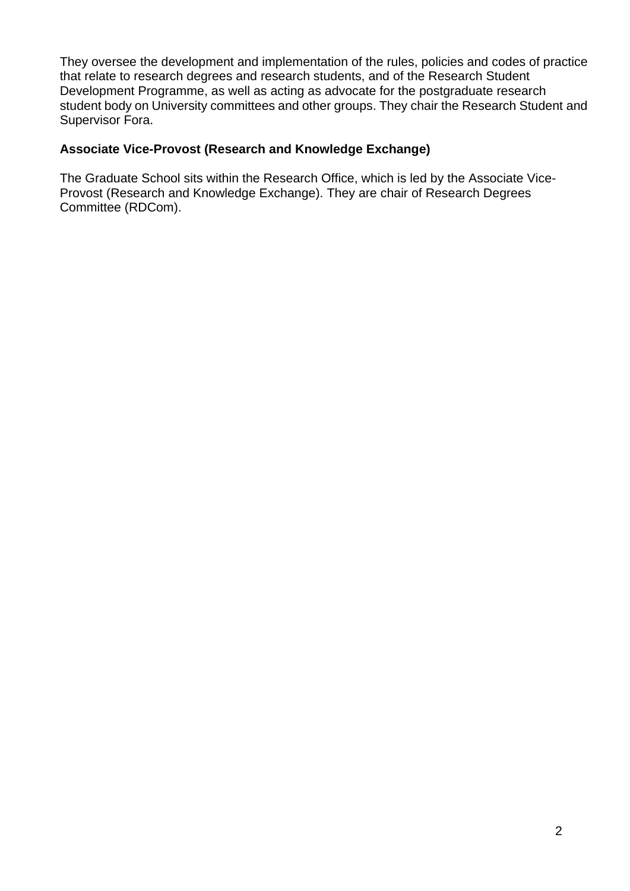They oversee the development and implementation of the rules, policies and codes of practice that relate to research degrees and research students, and of the Research Student Development Programme, as well as acting as advocate for the postgraduate research student body on University committees and other groups. They chair the Research Student and Supervisor Fora.

**Associate Vice-Provost (Research and Knowledge Exchange)**

The Graduate School sits within the Research Office, which is led by the Associate Vice-Provost (Research and Knowledge Exchange). They are chair of Research Degrees Committee (RDCom).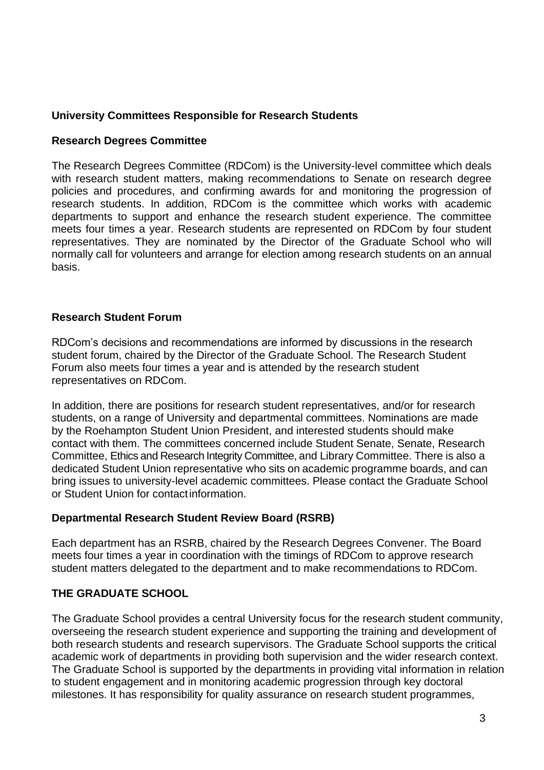## University Committees Responsible for Research Students

### Research Degrees Committee

The Research Degrees Committee (RDCom) is the University-level committee which deals with research student matters, making recommendations to Senate on research degree policies and procedures, and confirming awards for and monitoring the progression of research students. In addition, RDCom is the committee which works with academic departments to support and enhance the research student experience. The committee meets four times a year. Research students are represented on RDCom by four student representatives. They are nominated by the Director of the Graduate School who will normally call for volunteers and arrange for election among research students on an annual basis.

### Research Student Forum

RDCom's decisions and recommendations are informed by discussions in the research student forum, chaired by the Director of the Graduate School. The Research Student Forum also meets four times a year and is attended by the research student representatives on RDCom.

In addition, there are positions for research student representatives, and/or for research students, on a range of University and departmental committees. Nominations are made by the Roehampton Student Union President, and interested students should make contact with them. The committees concerned include Student Senate, Senate, Research Committee, Ethics and Research Integrity Committee, and Library Committee. There is also a dedicated Student Union representative who sits on academic programme boards, and can bring issues to university-level academic committees. Please contact the Graduate School or Student Union for contact information.

### Departmental Research Student Review Board (RSRB)

Each department has an RSRB, chaired by the Research Degrees Convener. The Board meets four times a year in coordination with the timings of RDCom to approve research student matters delegated to the department and to make recommendations to RDCom.

## THE GRADUATE SCHOOL

The Graduate School provides a central University focus for the research student community, overseeing the research student experience and supporting the training and development of both research students and research supervisors. The Graduate School supports the critical academic work of departments in providing both supervision and the wider research context. The Graduate School is supported by the departments in providing vital information in relation to student engagement and in monitoring academic progression through key doctoral milestones. It has responsibility for quality assurance on research student programmes,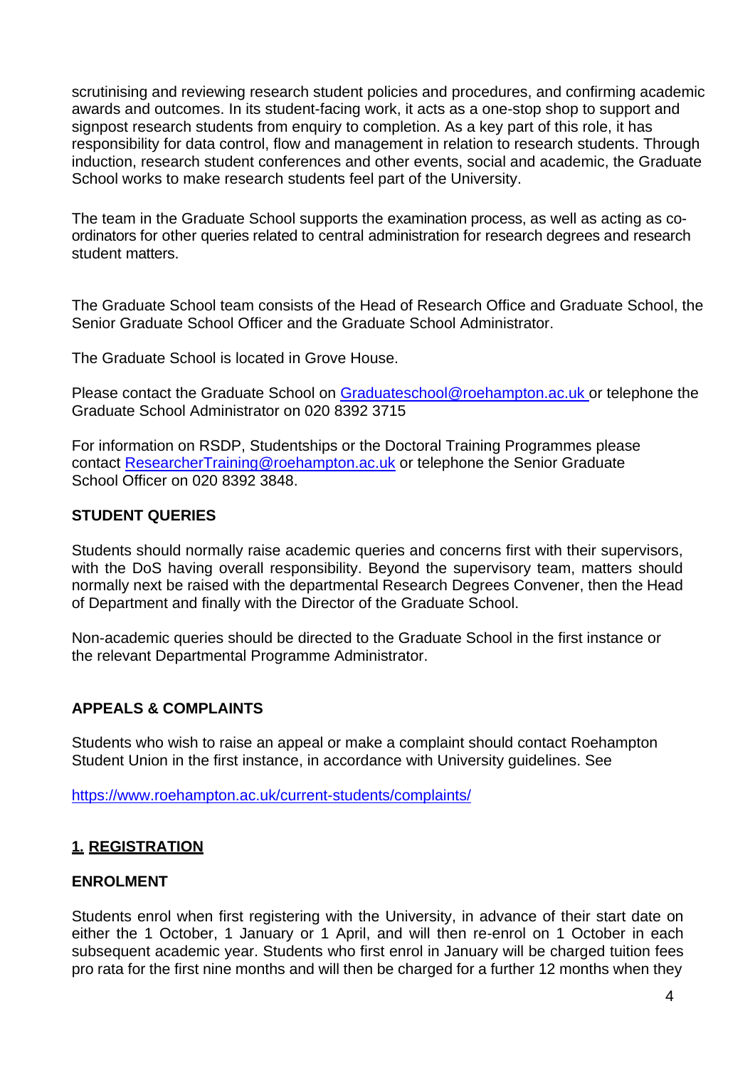scrutinising and reviewing research student policies and procedures, and confirming academic awards and outcomes. In its student-facing work, it acts as a one-stop shop to support and signpost research students from enquiry to completion. As a key part of this role, it has responsibility for data control, flow and management in relation to research students. Through induction, research student conferences and other events, social and academic, the Graduate School works to make research students feel part of the University.

The team in the Graduate School supports the examination process, as well as acting as co-ordinators for other queries related to central administration for research degrees and research student matters.

The Graduate School team consists of the Head of Research Office and Graduate School, the Senior Graduate School Officer and the Graduate School Administrator.

The Graduate School is located in Grove House.

Please contact the Graduate School on [Graduateschool@roehampton.ac.uk](mailto:Graduateschool@roehampton.ac.uk) or telephone the Graduate School Administrator on 020 8392 3715

For information on RSDP, Studentships or the Doctoral Training Programmes please contact [ResearcherTraining@roehampton.ac.uk](mailto:ResearcherTraining@roehampton.ac.uk) or telephone the Senior Graduate School Officer on 020 8392 3848.

### STUDENT QUERIES

Students should normally raise academic queries and concerns first with their supervisors, with the DoS having overall responsibility. Beyond the supervisory team, matters should normally next be raised with the departmental Research Degrees Convener, then the Head of Department and finally with the Director of the Graduate School.

Non-academic queries should be directed to the Graduate School in the first instance or the relevant Departmental Programme Administrator.

### APPEALS & COMPLAINTS

Students who wish to raise an appeal or make a complaint should contact Roehampton Student Union in the first instance, in accordance with University guidelines. See

https://www.roehampton.ac.uk/current-students/complaints/

## 1. REGISTRATION

### ENROLMENT

Students enrol when first registering with the University, in advance of their start date on either the 1 October, 1 January or 1 April, and will then re-enrol on 1 October in each subsequent academic year. Students who first enrol in January will be charged tuition fees pro rata for the first nine months and will then be charged for a further 12 months when they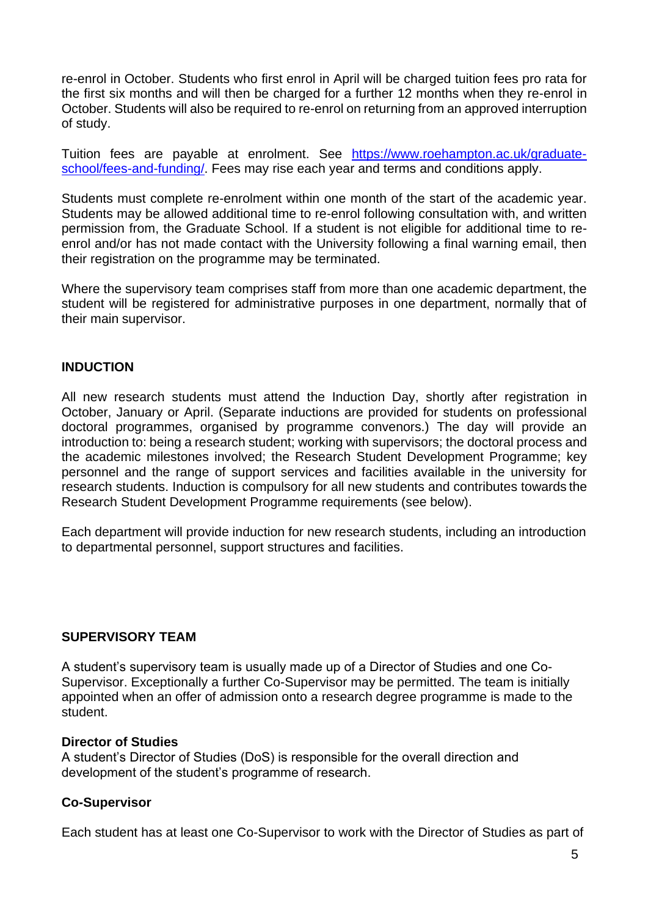re-enrol in October. Students who first enrol in April will be charged tuition fees pro rata for the first six months and will then be charged for a further 12 months when they re-enrol in October. Students will also be required to re-enrol on returning from an approved interruption of study.

Tuition fees are payable at enrolment. See [https://www.roehampton.ac.uk/graduate-school/fees-and-funding/](https://www.roehampton.ac.uk/graduate-school/fees-and-funding/). Fees may rise each year and terms and conditions apply.

Students must complete re-enrolment within one month of the start of the academic year. Students may be allowed additional time to re-enrol following consultation with, and written permission from, the Graduate School. If a student is not eligible for additional time to re-enrol and/or has not made contact with the University following a final warning email, then their registration on the programme may be terminated.

Where the supervisory team comprises staff from more than one academic department, the student will be registered for administrative purposes in one department, normally that of their main supervisor.

## INDUCTION

All new research students must attend the Induction Day, shortly after registration in October, January or April. (Separate inductions are provided for students on professional doctoral programmes, organised by programme convenors.) The day will provide an introduction to: being a research student; working with supervisors; the doctoral process and the academic milestones involved; the Research Student Development Programme; key personnel and the range of support services and facilities available in the university for research students. Induction is compulsory for all new students and contributes towards the Research Student Development Programme requirements (see below).

Each department will provide induction for new research students, including an introduction to departmental personnel, support structures and facilities.

## SUPERVISORY TEAM

A student's supervisory team is usually made up of a Director of Studies and one Co-Supervisor. Exceptionally a further Co-Supervisor may be permitted. The team is initially appointed when an offer of admission onto a research degree programme is made to the student.

### Director of Studies

A student's Director of Studies (DoS) is responsible for the overall direction and development of the student's programme of research.

### Co-Supervisor

Each student has at least one Co-Supervisor to work with the Director of Studies as part of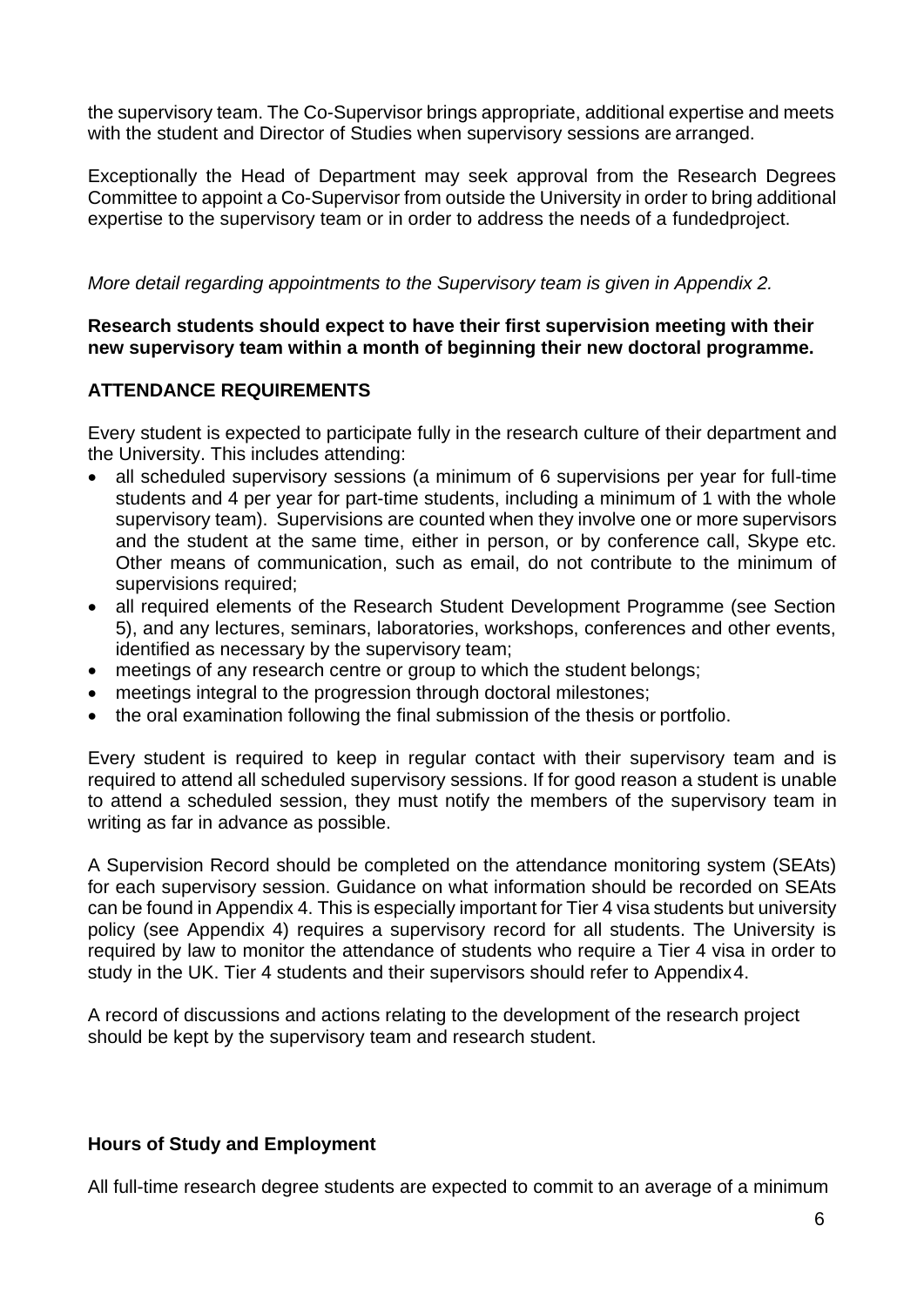the supervisory team. The Co-Supervisor brings appropriate, additional expertise and meets with the student and Director of Studies when supervisory sessions are arranged.

Exceptionally the Head of Department may seek approval from the Research Degrees Committee to appoint a Co-Supervisor from outside the University in order to bring additional expertise to the supervisory team or in order to address the needs of a fundedproject.

*More detail regarding appointments to the Supervisory team is given in Appendix 2.*

**Research students should expect to have their first supervision meeting with their new supervisory team within a month of beginning their new doctoral programme.**

## ATTENDANCE REQUIREMENTS

Every student is expected to participate fully in the research culture of their department and the University. This includes attending:

- all scheduled supervisory sessions (a minimum of 6 supervisions per year for full-time students and 4 per year for part-time students, including a minimum of 1 with the whole supervisory team). Supervisions are counted when they involve one or more supervisors and the student at the same time, either in person, or by conference call, Skype etc. Other means of communication, such as email, do not contribute to the minimum of supervisions required;
- all required elements of the Research Student Development Programme (see Section 5), and any lectures, seminars, laboratories, workshops, conferences and other events, identified as necessary by the supervisory team;
- meetings of any research centre or group to which the student belongs;
- meetings integral to the progression through doctoral milestones;
- the oral examination following the final submission of the thesis or portfolio.

Every student is required to keep in regular contact with their supervisory team and is required to attend all scheduled supervisory sessions. If for good reason a student is unable to attend a scheduled session, they must notify the members of the supervisory team in writing as far in advance as possible.

A Supervision Record should be completed on the attendance monitoring system (SEAts) for each supervisory session. Guidance on what information should be recorded on SEAts can be found in Appendix 4. This is especially important for Tier 4 visa students but university policy (see Appendix 4) requires a supervisory record for all students. The University is required by law to monitor the attendance of students who require a Tier 4 visa in order to study in the UK. Tier 4 students and their supervisors should refer to Appendix4.

A record of discussions and actions relating to the development of the research project should be kept by the supervisory team and research student.

### Hours of Study and Employment

All full-time research degree students are expected to commit to an average of a minimum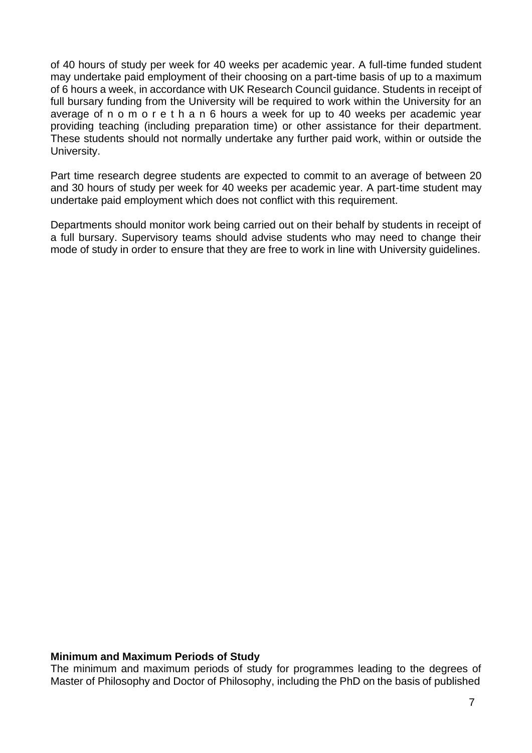of 40 hours of study per week for 40 weeks per academic year. A full-time funded student may undertake paid employment of their choosing on a part-time basis of up to a maximum of 6 hours a week, in accordance with UK Research Council guidance. Students in receipt of full bursary funding from the University will be required to work within the University for an average of no more than 6 hours a week for up to 40 weeks per academic year providing teaching (including preparation time) or other assistance for their department. These students should not normally undertake any further paid work, within or outside the University.

Part time research degree students are expected to commit to an average of between 20 and 30 hours of study per week for 40 weeks per academic year. A part-time student may undertake paid employment which does not conflict with this requirement.

Departments should monitor work being carried out on their behalf by students in receipt of a full bursary. Supervisory teams should advise students who may need to change their mode of study in order to ensure that they are free to work in line with University guidelines.

**Minimum and Maximum Periods of Study**

The minimum and maximum periods of study for programmes leading to the degrees of Master of Philosophy and Doctor of Philosophy, including the PhD on the basis of published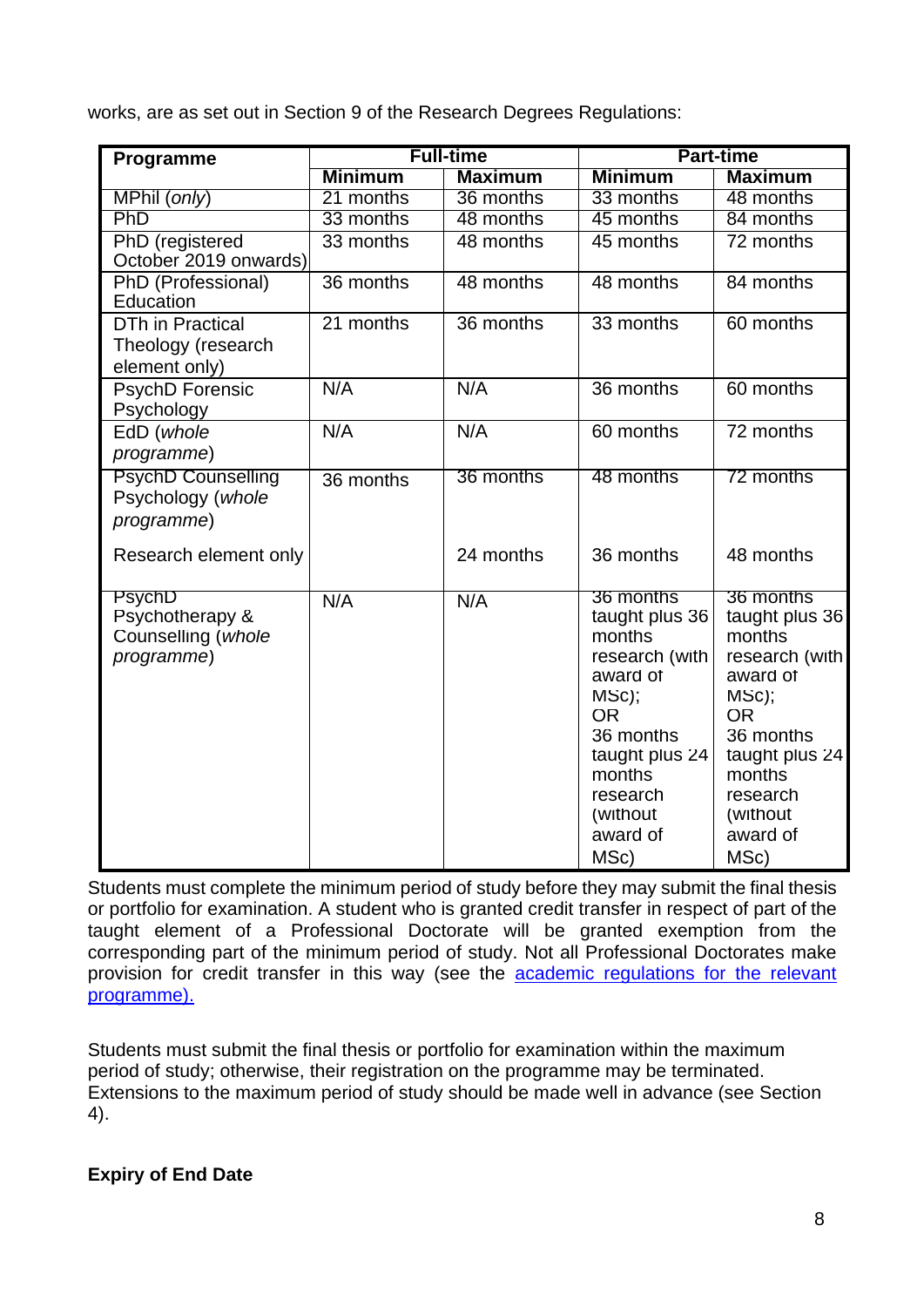works, are as set out in Section 9 of the Research Degrees Regulations:

| Programme | Full-time | | Part-time | |
|---|---|---|---|---|
| | **Minimum** | **Maximum** | **Minimum** | **Maximum** |
| MPhil (*only*) | 21 months | 36 months | 33 months | 48 months |
| PhD | 33 months | 48 months | 45 months | 84 months |
| PhD (registered October 2019 onwards) | 33 months | 48 months | 45 months | 72 months |
| PhD (Professional) Education | 36 months | 48 months | 48 months | 84 months |
| DTh in Practical Theology (research element only) | 21 months | 36 months | 33 months | 60 months |
| PsychD Forensic Psychology | N/A | N/A | 36 months | 60 months |
| EdD (*whole programme*) | N/A | N/A | 60 months | 72 months |
| PsychD Counselling Psychology (*whole programme*) | 36 months | 36 months | 48 months | 72 months |
| Research element only | | 24 months | 36 months | 48 months |
| PsychD Psychotherapy & Counselling (*whole programme*) | N/A | N/A | 36 months taught plus 36 months research (with award of MSc); OR 36 months taught plus 24 months research (without award of MSc) | 36 months taught plus 36 months research (with award of MSc); OR 36 months taught plus 24 months research (without award of MSc) |

Students must complete the minimum period of study before they may submit the final thesis or portfolio for examination. A student who is granted credit transfer in respect of part of the taught element of a Professional Doctorate will be granted exemption from the corresponding part of the minimum period of study. Not all Professional Doctorates make provision for credit transfer in this way (see the academic regulations for the relevant programme).

Students must submit the final thesis or portfolio for examination within the maximum period of study; otherwise, their registration on the programme may be terminated. Extensions to the maximum period of study should be made well in advance (see Section 4).

**Expiry of End Date**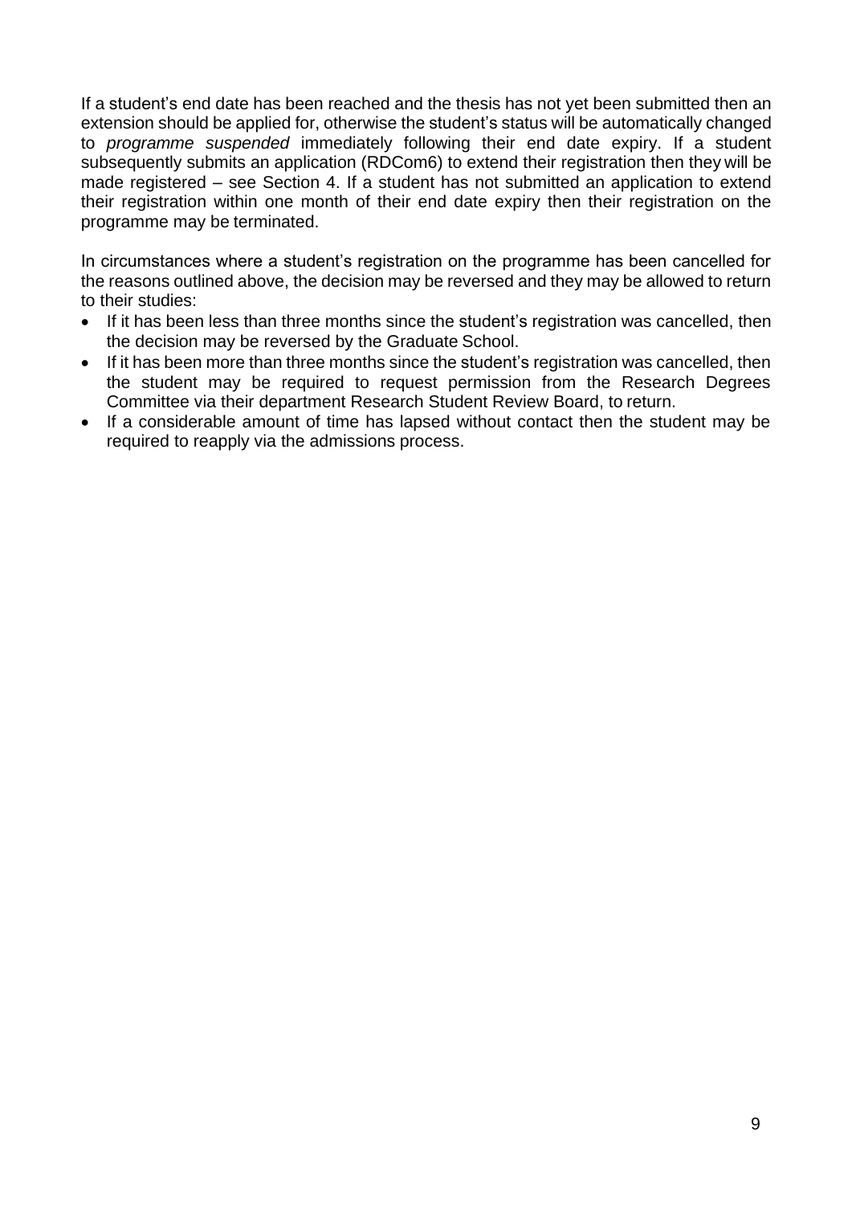If a student's end date has been reached and the thesis has not yet been submitted then an extension should be applied for, otherwise the student's status will be automatically changed to *programme suspended* immediately following their end date expiry. If a student subsequently submits an application (RDCom6) to extend their registration then they will be made registered – see Section 4. If a student has not submitted an application to extend their registration within one month of their end date expiry then their registration on the programme may be terminated.

In circumstances where a student's registration on the programme has been cancelled for the reasons outlined above, the decision may be reversed and they may be allowed to return to their studies:

- If it has been less than three months since the student's registration was cancelled, then the decision may be reversed by the Graduate School.
- If it has been more than three months since the student's registration was cancelled, then the student may be required to request permission from the Research Degrees Committee via their department Research Student Review Board, to return.
- If a considerable amount of time has lapsed without contact then the student may be required to reapply via the admissions process.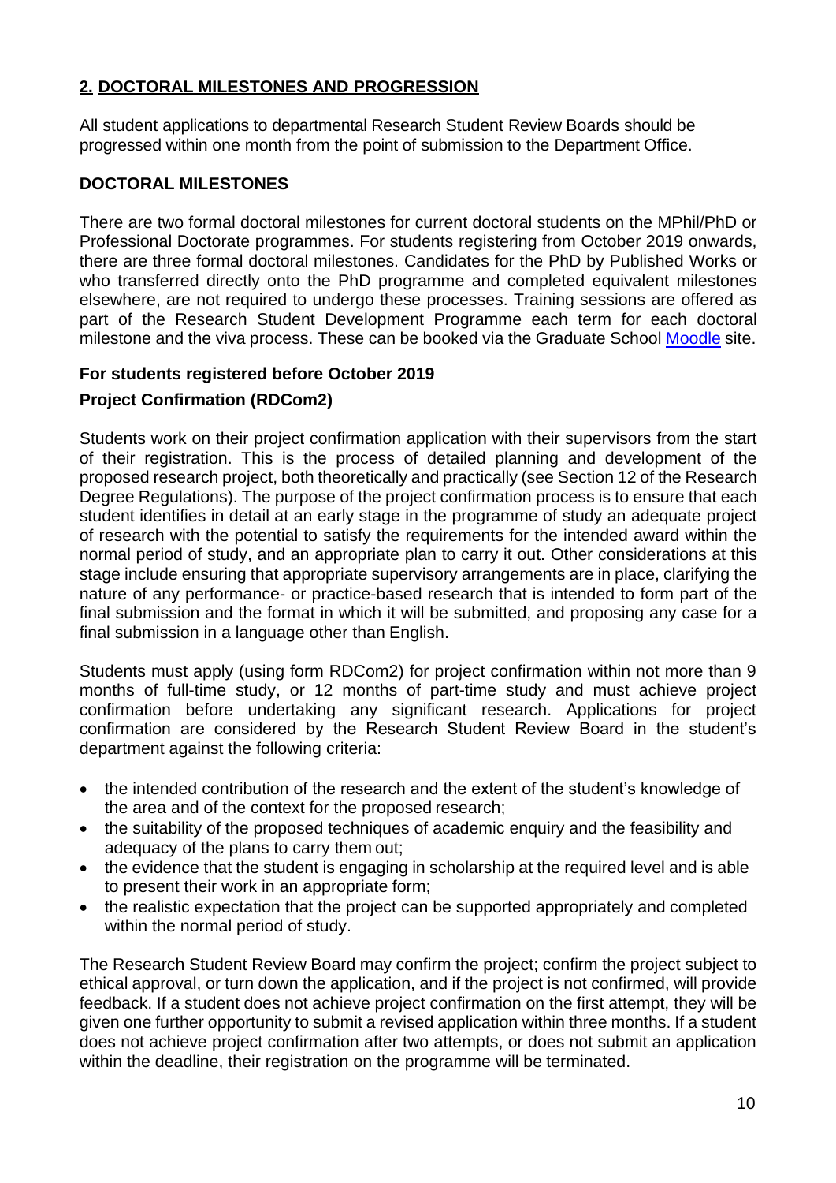## 2. DOCTORAL MILESTONES AND PROGRESSION

All student applications to departmental Research Student Review Boards should be progressed within one month from the point of submission to the Department Office.

### DOCTORAL MILESTONES

There are two formal doctoral milestones for current doctoral students on the MPhil/PhD or Professional Doctorate programmes. For students registering from October 2019 onwards, there are three formal doctoral milestones. Candidates for the PhD by Published Works or who transferred directly onto the PhD programme and completed equivalent milestones elsewhere, are not required to undergo these processes. Training sessions are offered as part of the Research Student Development Programme each term for each doctoral milestone and the viva process. These can be booked via the Graduate School Moodle site.

#### For students registered before October 2019

#### Project Confirmation (RDCom2)

Students work on their project confirmation application with their supervisors from the start of their registration. This is the process of detailed planning and development of the proposed research project, both theoretically and practically (see Section 12 of the Research Degree Regulations). The purpose of the project confirmation process is to ensure that each student identifies in detail at an early stage in the programme of study an adequate project of research with the potential to satisfy the requirements for the intended award within the normal period of study, and an appropriate plan to carry it out. Other considerations at this stage include ensuring that appropriate supervisory arrangements are in place, clarifying the nature of any performance- or practice-based research that is intended to form part of the final submission and the format in which it will be submitted, and proposing any case for a final submission in a language other than English.

Students must apply (using form RDCom2) for project confirmation within not more than 9 months of full-time study, or 12 months of part-time study and must achieve project confirmation before undertaking any significant research. Applications for project confirmation are considered by the Research Student Review Board in the student's department against the following criteria:

- the intended contribution of the research and the extent of the student's knowledge of the area and of the context for the proposed research;
- the suitability of the proposed techniques of academic enquiry and the feasibility and adequacy of the plans to carry them out;
- the evidence that the student is engaging in scholarship at the required level and is able to present their work in an appropriate form;
- the realistic expectation that the project can be supported appropriately and completed within the normal period of study.

The Research Student Review Board may confirm the project; confirm the project subject to ethical approval, or turn down the application, and if the project is not confirmed, will provide feedback. If a student does not achieve project confirmation on the first attempt, they will be given one further opportunity to submit a revised application within three months. If a student does not achieve project confirmation after two attempts, or does not submit an application within the deadline, their registration on the programme will be terminated.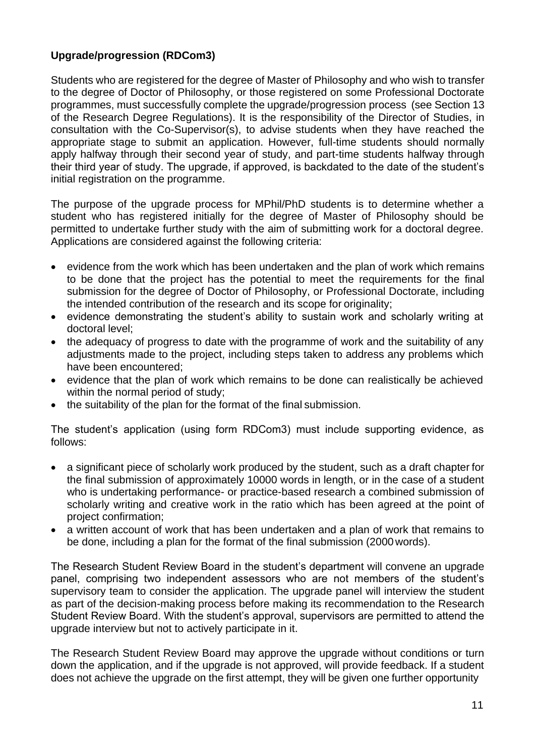**Upgrade/progression (RDCom3)**

Students who are registered for the degree of Master of Philosophy and who wish to transfer to the degree of Doctor of Philosophy, or those registered on some Professional Doctorate programmes, must successfully complete the upgrade/progression process (see Section 13 of the Research Degree Regulations). It is the responsibility of the Director of Studies, in consultation with the Co-Supervisor(s), to advise students when they have reached the appropriate stage to submit an application. However, full-time students should normally apply halfway through their second year of study, and part-time students halfway through their third year of study. The upgrade, if approved, is backdated to the date of the student's initial registration on the programme.

The purpose of the upgrade process for MPhil/PhD students is to determine whether a student who has registered initially for the degree of Master of Philosophy should be permitted to undertake further study with the aim of submitting work for a doctoral degree. Applications are considered against the following criteria:

- evidence from the work which has been undertaken and the plan of work which remains to be done that the project has the potential to meet the requirements for the final submission for the degree of Doctor of Philosophy, or Professional Doctorate, including the intended contribution of the research and its scope for originality;
- evidence demonstrating the student's ability to sustain work and scholarly writing at doctoral level;
- the adequacy of progress to date with the programme of work and the suitability of any adjustments made to the project, including steps taken to address any problems which have been encountered;
- evidence that the plan of work which remains to be done can realistically be achieved within the normal period of study;
- the suitability of the plan for the format of the final submission.

The student's application (using form RDCom3) must include supporting evidence, as follows:

- a significant piece of scholarly work produced by the student, such as a draft chapter for the final submission of approximately 10000 words in length, or in the case of a student who is undertaking performance- or practice-based research a combined submission of scholarly writing and creative work in the ratio which has been agreed at the point of project confirmation;
- a written account of work that has been undertaken and a plan of work that remains to be done, including a plan for the format of the final submission (2000 words).

The Research Student Review Board in the student's department will convene an upgrade panel, comprising two independent assessors who are not members of the student's supervisory team to consider the application. The upgrade panel will interview the student as part of the decision-making process before making its recommendation to the Research Student Review Board. With the student's approval, supervisors are permitted to attend the upgrade interview but not to actively participate in it.

The Research Student Review Board may approve the upgrade without conditions or turn down the application, and if the upgrade is not approved, will provide feedback. If a student does not achieve the upgrade on the first attempt, they will be given one further opportunity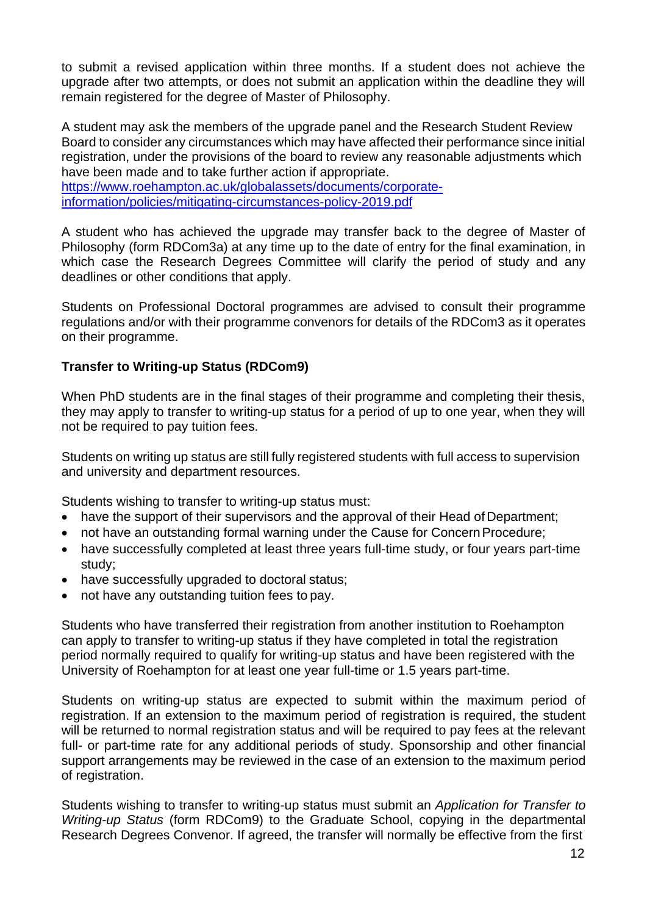to submit a revised application within three months. If a student does not achieve the upgrade after two attempts, or does not submit an application within the deadline they will remain registered for the degree of Master of Philosophy.

A student may ask the members of the upgrade panel and the Research Student Review Board to consider any circumstances which may have affected their performance since initial registration, under the provisions of the board to review any reasonable adjustments which have been made and to take further action if appropriate.
[https://www.roehampton.ac.uk/globalassets/documents/corporate-information/policies/mitigating-circumstances-policy-2019.pdf](https://www.roehampton.ac.uk/globalassets/documents/corporate-information/policies/mitigating-circumstances-policy-2019.pdf)

A student who has achieved the upgrade may transfer back to the degree of Master of Philosophy (form RDCom3a) at any time up to the date of entry for the final examination, in which case the Research Degrees Committee will clarify the period of study and any deadlines or other conditions that apply.

Students on Professional Doctoral programmes are advised to consult their programme regulations and/or with their programme convenors for details of the RDCom3 as it operates on their programme.

**Transfer to Writing-up Status (RDCom9)**

When PhD students are in the final stages of their programme and completing their thesis, they may apply to transfer to writing-up status for a period of up to one year, when they will not be required to pay tuition fees.

Students on writing up status are still fully registered students with full access to supervision and university and department resources.

Students wishing to transfer to writing-up status must:

- have the support of their supervisors and the approval of their Head of Department;
- not have an outstanding formal warning under the Cause for Concern Procedure;
- have successfully completed at least three years full-time study, or four years part-time study;
- have successfully upgraded to doctoral status;
- not have any outstanding tuition fees to pay.

Students who have transferred their registration from another institution to Roehampton can apply to transfer to writing-up status if they have completed in total the registration period normally required to qualify for writing-up status and have been registered with the University of Roehampton for at least one year full-time or 1.5 years part-time.

Students on writing-up status are expected to submit within the maximum period of registration. If an extension to the maximum period of registration is required, the student will be returned to normal registration status and will be required to pay fees at the relevant full- or part-time rate for any additional periods of study. Sponsorship and other financial support arrangements may be reviewed in the case of an extension to the maximum period of registration.

Students wishing to transfer to writing-up status must submit an *Application for Transfer to Writing-up Status* (form RDCom9) to the Graduate School, copying in the departmental Research Degrees Convenor. If agreed, the transfer will normally be effective from the first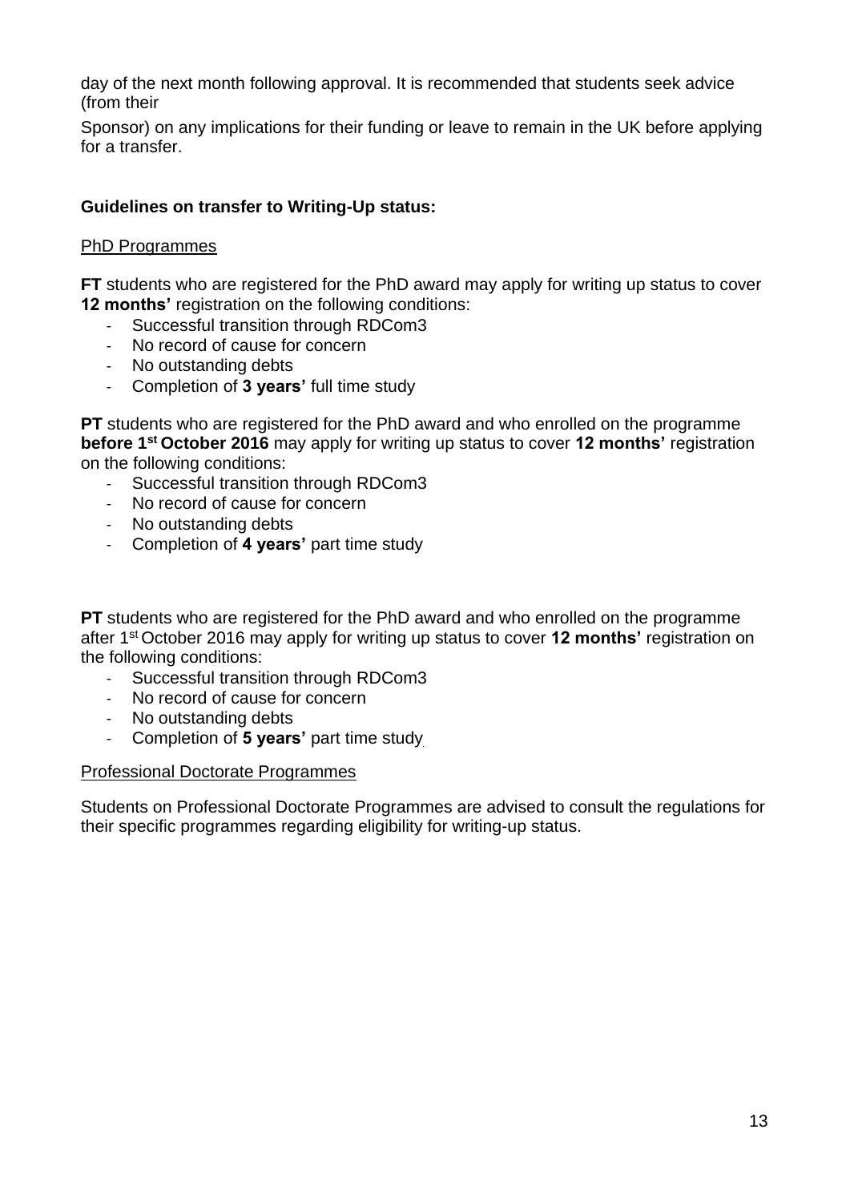day of the next month following approval. It is recommended that students seek advice (from their

Sponsor) on any implications for their funding or leave to remain in the UK before applying for a transfer.

**Guidelines on transfer to Writing-Up status:**

PhD Programmes

**FT** students who are registered for the PhD award may apply for writing up status to cover **12 months'** registration on the following conditions:

- Successful transition through RDCom3
- No record of cause for concern
- No outstanding debts
- Completion of **3 years'** full time study

**PT** students who are registered for the PhD award and who enrolled on the programme **before 1st October 2016** may apply for writing up status to cover **12 months'** registration on the following conditions:

- Successful transition through RDCom3
- No record of cause for concern
- No outstanding debts
- Completion of **4 years'** part time study

**PT** students who are registered for the PhD award and who enrolled on the programme after 1st October 2016 may apply for writing up status to cover **12 months'** registration on the following conditions:

- Successful transition through RDCom3
- No record of cause for concern
- No outstanding debts
- Completion of **5 years'** part time study

Professional Doctorate Programmes

Students on Professional Doctorate Programmes are advised to consult the regulations for their specific programmes regarding eligibility for writing-up status.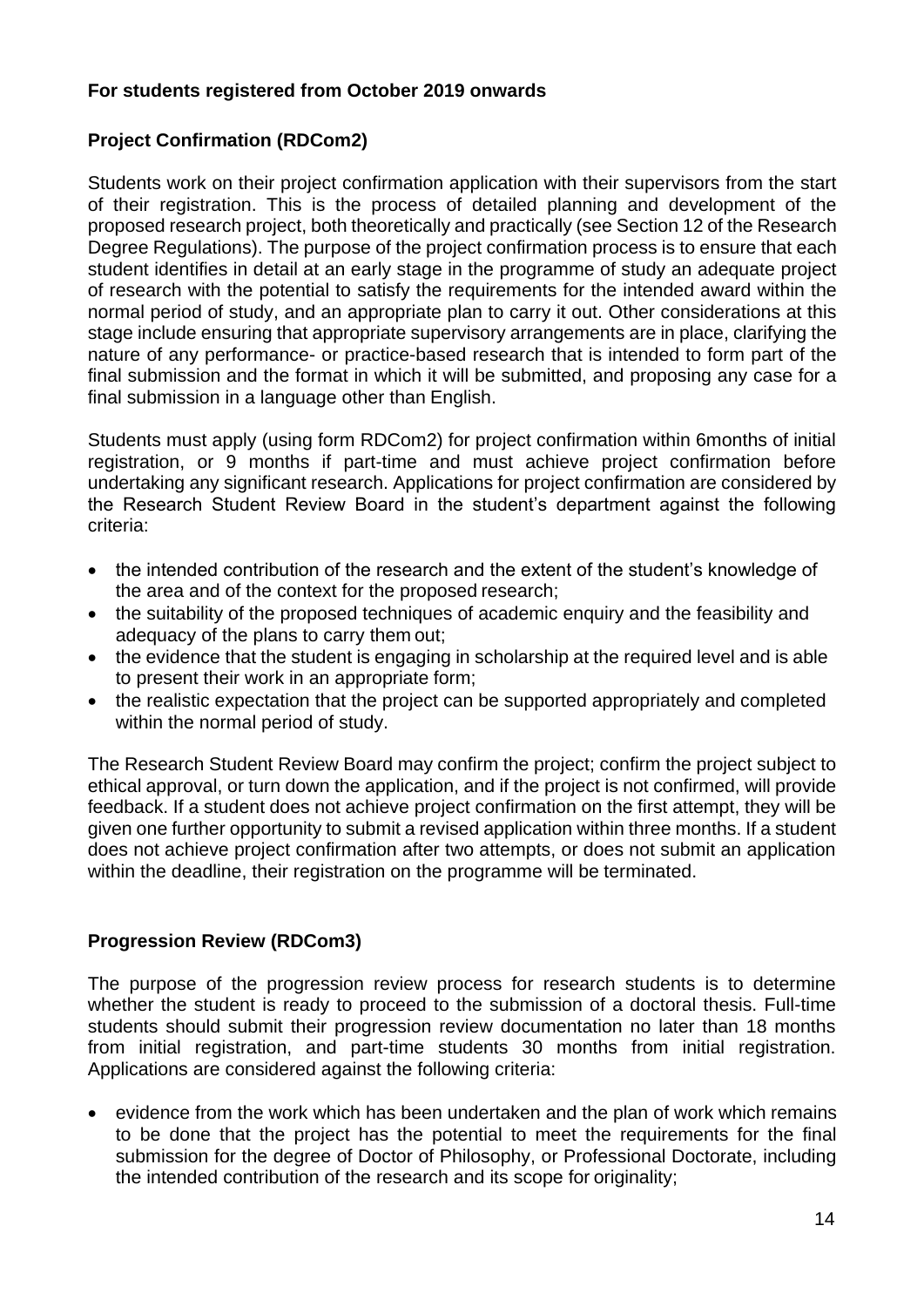**For students registered from October 2019 onwards**

**Project Confirmation (RDCom2)**

Students work on their project confirmation application with their supervisors from the start of their registration. This is the process of detailed planning and development of the proposed research project, both theoretically and practically (see Section 12 of the Research Degree Regulations). The purpose of the project confirmation process is to ensure that each student identifies in detail at an early stage in the programme of study an adequate project of research with the potential to satisfy the requirements for the intended award within the normal period of study, and an appropriate plan to carry it out. Other considerations at this stage include ensuring that appropriate supervisory arrangements are in place, clarifying the nature of any performance- or practice-based research that is intended to form part of the final submission and the format in which it will be submitted, and proposing any case for a final submission in a language other than English.

Students must apply (using form RDCom2) for project confirmation within 6months of initial registration, or 9 months if part-time and must achieve project confirmation before undertaking any significant research. Applications for project confirmation are considered by the Research Student Review Board in the student's department against the following criteria:

- the intended contribution of the research and the extent of the student's knowledge of the area and of the context for the proposed research;
- the suitability of the proposed techniques of academic enquiry and the feasibility and adequacy of the plans to carry them out;
- the evidence that the student is engaging in scholarship at the required level and is able to present their work in an appropriate form;
- the realistic expectation that the project can be supported appropriately and completed within the normal period of study.

The Research Student Review Board may confirm the project; confirm the project subject to ethical approval, or turn down the application, and if the project is not confirmed, will provide feedback. If a student does not achieve project confirmation on the first attempt, they will be given one further opportunity to submit a revised application within three months. If a student does not achieve project confirmation after two attempts, or does not submit an application within the deadline, their registration on the programme will be terminated.

**Progression Review (RDCom3)**

The purpose of the progression review process for research students is to determine whether the student is ready to proceed to the submission of a doctoral thesis. Full-time students should submit their progression review documentation no later than 18 months from initial registration, and part-time students 30 months from initial registration. Applications are considered against the following criteria:

- evidence from the work which has been undertaken and the plan of work which remains to be done that the project has the potential to meet the requirements for the final submission for the degree of Doctor of Philosophy, or Professional Doctorate, including the intended contribution of the research and its scope for originality;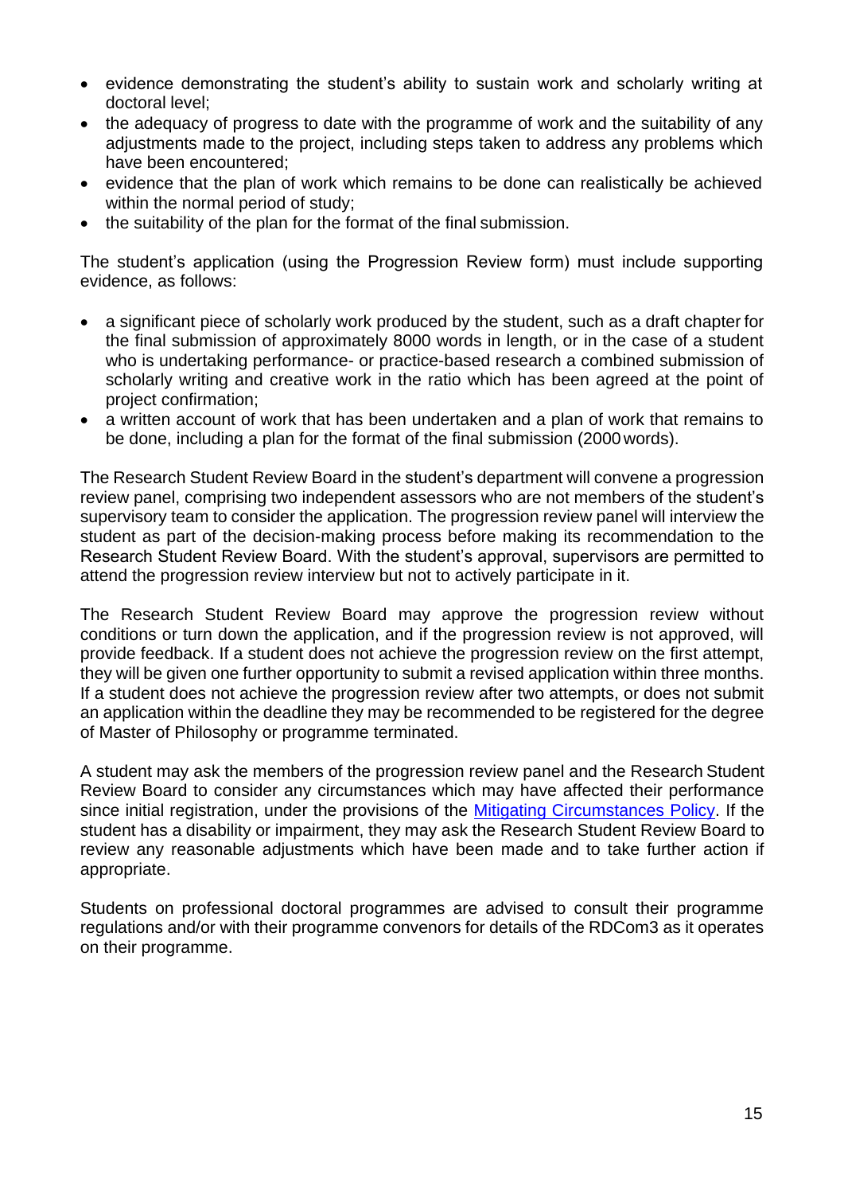- evidence demonstrating the student's ability to sustain work and scholarly writing at doctoral level;
- the adequacy of progress to date with the programme of work and the suitability of any adjustments made to the project, including steps taken to address any problems which have been encountered;
- evidence that the plan of work which remains to be done can realistically be achieved within the normal period of study;
- the suitability of the plan for the format of the final submission.

The student's application (using the Progression Review form) must include supporting evidence, as follows:

- a significant piece of scholarly work produced by the student, such as a draft chapter for the final submission of approximately 8000 words in length, or in the case of a student who is undertaking performance- or practice-based research a combined submission of scholarly writing and creative work in the ratio which has been agreed at the point of project confirmation;
- a written account of work that has been undertaken and a plan of work that remains to be done, including a plan for the format of the final submission (2000 words).

The Research Student Review Board in the student's department will convene a progression review panel, comprising two independent assessors who are not members of the student's supervisory team to consider the application. The progression review panel will interview the student as part of the decision-making process before making its recommendation to the Research Student Review Board. With the student's approval, supervisors are permitted to attend the progression review interview but not to actively participate in it.

The Research Student Review Board may approve the progression review without conditions or turn down the application, and if the progression review is not approved, will provide feedback. If a student does not achieve the progression review on the first attempt, they will be given one further opportunity to submit a revised application within three months. If a student does not achieve the progression review after two attempts, or does not submit an application within the deadline they may be recommended to be registered for the degree of Master of Philosophy or programme terminated.

A student may ask the members of the progression review panel and the Research Student Review Board to consider any circumstances which may have affected their performance since initial registration, under the provisions of the [Mitigating Circumstances Policy](). If the student has a disability or impairment, they may ask the Research Student Review Board to review any reasonable adjustments which have been made and to take further action if appropriate.

Students on professional doctoral programmes are advised to consult their programme regulations and/or with their programme convenors for details of the RDCom3 as it operates on their programme.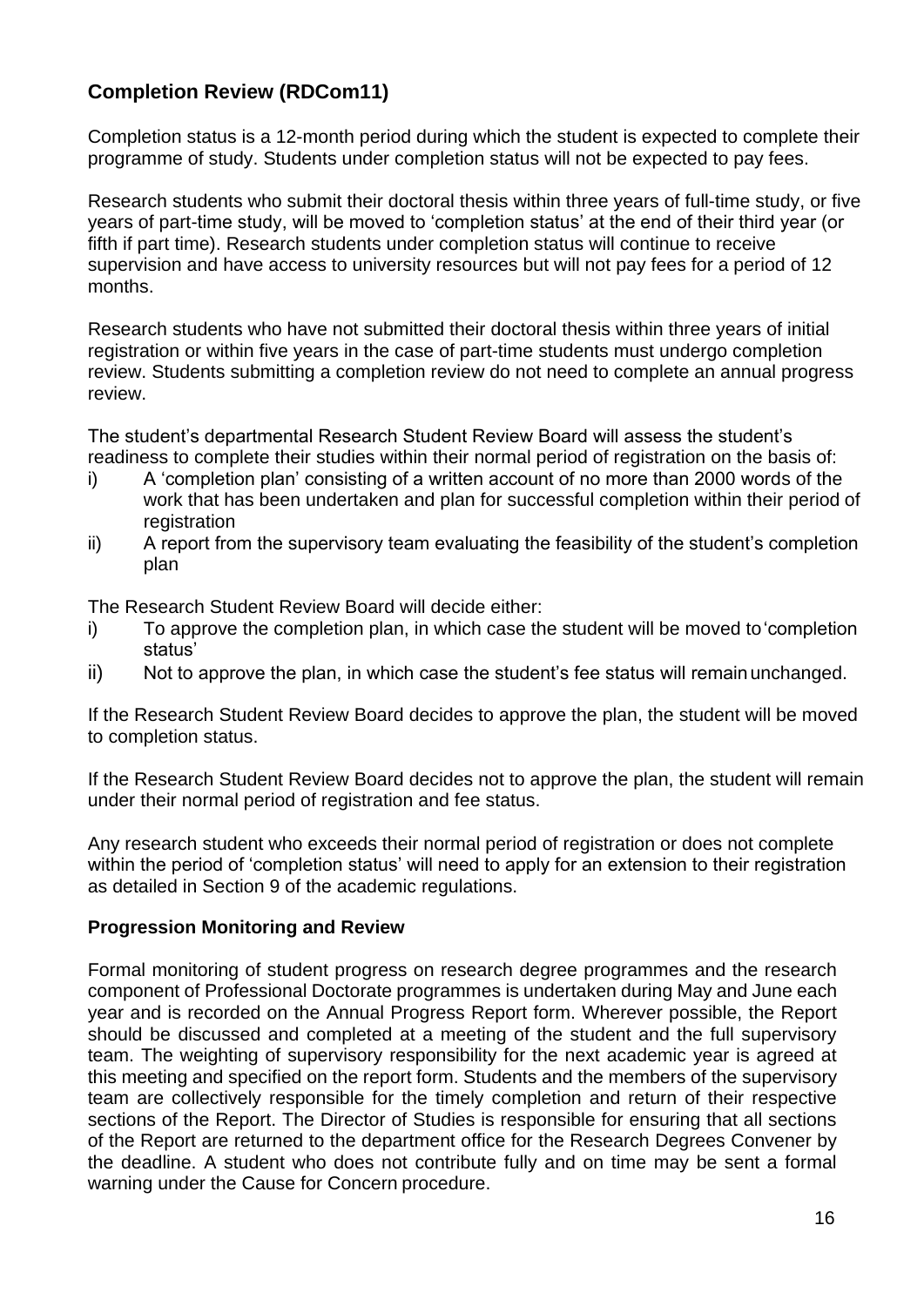## Completion Review (RDCom11)

Completion status is a 12-month period during which the student is expected to complete their programme of study. Students under completion status will not be expected to pay fees.

Research students who submit their doctoral thesis within three years of full-time study, or five years of part-time study, will be moved to 'completion status' at the end of their third year (or fifth if part time). Research students under completion status will continue to receive supervision and have access to university resources but will not pay fees for a period of 12 months.

Research students who have not submitted their doctoral thesis within three years of initial registration or within five years in the case of part-time students must undergo completion review. Students submitting a completion review do not need to complete an annual progress review.

The student's departmental Research Student Review Board will assess the student's readiness to complete their studies within their normal period of registration on the basis of:

i) A 'completion plan' consisting of a written account of no more than 2000 words of the work that has been undertaken and plan for successful completion within their period of registration
ii) A report from the supervisory team evaluating the feasibility of the student's completion plan

The Research Student Review Board will decide either:

i) To approve the completion plan, in which case the student will be moved to 'completion status'
ii) Not to approve the plan, in which case the student's fee status will remain unchanged.

If the Research Student Review Board decides to approve the plan, the student will be moved to completion status.

If the Research Student Review Board decides not to approve the plan, the student will remain under their normal period of registration and fee status.

Any research student who exceeds their normal period of registration or does not complete within the period of 'completion status' will need to apply for an extension to their registration as detailed in Section 9 of the academic regulations.

### Progression Monitoring and Review

Formal monitoring of student progress on research degree programmes and the research component of Professional Doctorate programmes is undertaken during May and June each year and is recorded on the Annual Progress Report form. Wherever possible, the Report should be discussed and completed at a meeting of the student and the full supervisory team. The weighting of supervisory responsibility for the next academic year is agreed at this meeting and specified on the report form. Students and the members of the supervisory team are collectively responsible for the timely completion and return of their respective sections of the Report. The Director of Studies is responsible for ensuring that all sections of the Report are returned to the department office for the Research Degrees Convener by the deadline. A student who does not contribute fully and on time may be sent a formal warning under the Cause for Concern procedure.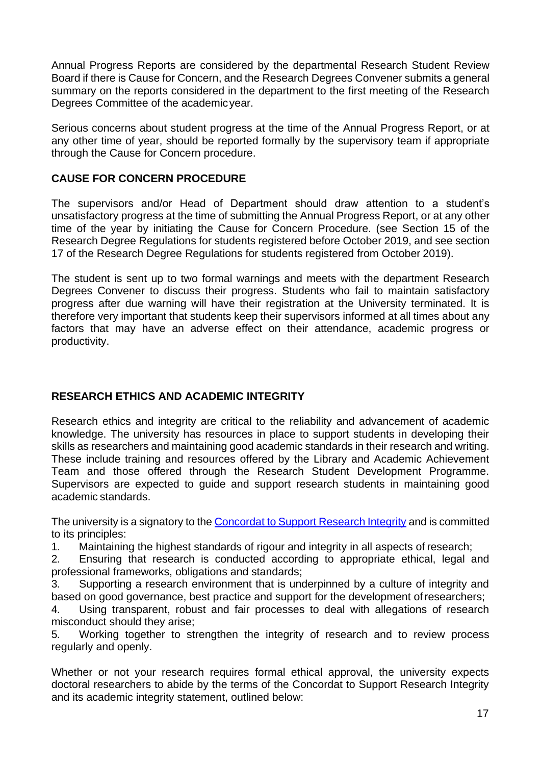Annual Progress Reports are considered by the departmental Research Student Review Board if there is Cause for Concern, and the Research Degrees Convener submits a general summary on the reports considered in the department to the first meeting of the Research Degrees Committee of the academic year.

Serious concerns about student progress at the time of the Annual Progress Report, or at any other time of year, should be reported formally by the supervisory team if appropriate through the Cause for Concern procedure.

## CAUSE FOR CONCERN PROCEDURE

The supervisors and/or Head of Department should draw attention to a student's unsatisfactory progress at the time of submitting the Annual Progress Report, or at any other time of the year by initiating the Cause for Concern Procedure. (see Section 15 of the Research Degree Regulations for students registered before October 2019, and see section 17 of the Research Degree Regulations for students registered from October 2019).

The student is sent up to two formal warnings and meets with the department Research Degrees Convener to discuss their progress. Students who fail to maintain satisfactory progress after due warning will have their registration at the University terminated. It is therefore very important that students keep their supervisors informed at all times about any factors that may have an adverse effect on their attendance, academic progress or productivity.

## RESEARCH ETHICS AND ACADEMIC INTEGRITY

Research ethics and integrity are critical to the reliability and advancement of academic knowledge. The university has resources in place to support students in developing their skills as researchers and maintaining good academic standards in their research and writing. These include training and resources offered by the Library and Academic Achievement Team and those offered through the Research Student Development Programme. Supervisors are expected to guide and support research students in maintaining good academic standards.

The university is a signatory to the Concordat to Support Research Integrity and is committed to its principles:

1. Maintaining the highest standards of rigour and integrity in all aspects of research;
2. Ensuring that research is conducted according to appropriate ethical, legal and professional frameworks, obligations and standards;
3. Supporting a research environment that is underpinned by a culture of integrity and based on good governance, best practice and support for the development of researchers;
4. Using transparent, robust and fair processes to deal with allegations of research misconduct should they arise;
5. Working together to strengthen the integrity of research and to review process regularly and openly.

Whether or not your research requires formal ethical approval, the university expects doctoral researchers to abide by the terms of the Concordat to Support Research Integrity and its academic integrity statement, outlined below: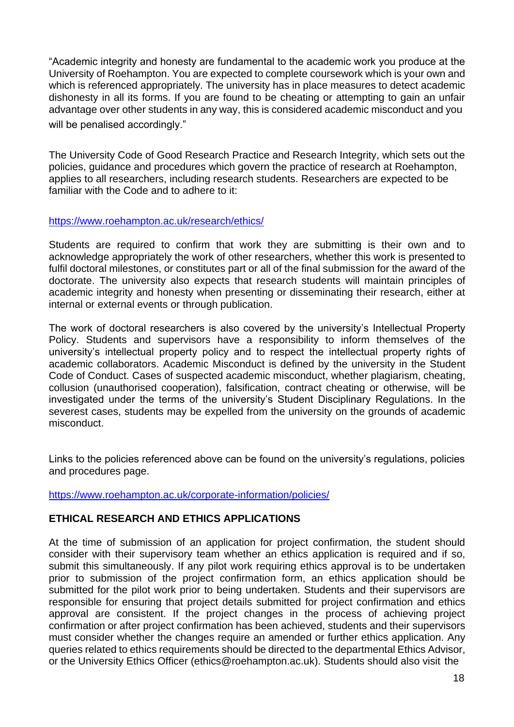"Academic integrity and honesty are fundamental to the academic work you produce at the University of Roehampton. You are expected to complete coursework which is your own and which is referenced appropriately. The university has in place measures to detect academic dishonesty in all its forms. If you are found to be cheating or attempting to gain an unfair advantage over other students in any way, this is considered academic misconduct and you will be penalised accordingly."

The University Code of Good Research Practice and Research Integrity, which sets out the policies, guidance and procedures which govern the practice of research at Roehampton, applies to all researchers, including research students. Researchers are expected to be familiar with the Code and to adhere to it:

https://www.roehampton.ac.uk/research/ethics/

Students are required to confirm that work they are submitting is their own and to acknowledge appropriately the work of other researchers, whether this work is presented to fulfil doctoral milestones, or constitutes part or all of the final submission for the award of the doctorate. The university also expects that research students will maintain principles of academic integrity and honesty when presenting or disseminating their research, either at internal or external events or through publication.

The work of doctoral researchers is also covered by the university's Intellectual Property Policy. Students and supervisors have a responsibility to inform themselves of the university's intellectual property policy and to respect the intellectual property rights of academic collaborators. Academic Misconduct is defined by the university in the Student Code of Conduct. Cases of suspected academic misconduct, whether plagiarism, cheating, collusion (unauthorised cooperation), falsification, contract cheating or otherwise, will be investigated under the terms of the university's Student Disciplinary Regulations. In the severest cases, students may be expelled from the university on the grounds of academic misconduct.

Links to the policies referenced above can be found on the university's regulations, policies and procedures page.

https://www.roehampton.ac.uk/corporate-information/policies/

## ETHICAL RESEARCH AND ETHICS APPLICATIONS

At the time of submission of an application for project confirmation, the student should consider with their supervisory team whether an ethics application is required and if so, submit this simultaneously. If any pilot work requiring ethics approval is to be undertaken prior to submission of the project confirmation form, an ethics application should be submitted for the pilot work prior to being undertaken. Students and their supervisors are responsible for ensuring that project details submitted for project confirmation and ethics approval are consistent. If the project changes in the process of achieving project confirmation or after project confirmation has been achieved, students and their supervisors must consider whether the changes require an amended or further ethics application. Any queries related to ethics requirements should be directed to the departmental Ethics Advisor, or the University Ethics Officer (ethics@roehampton.ac.uk). Students should also visit the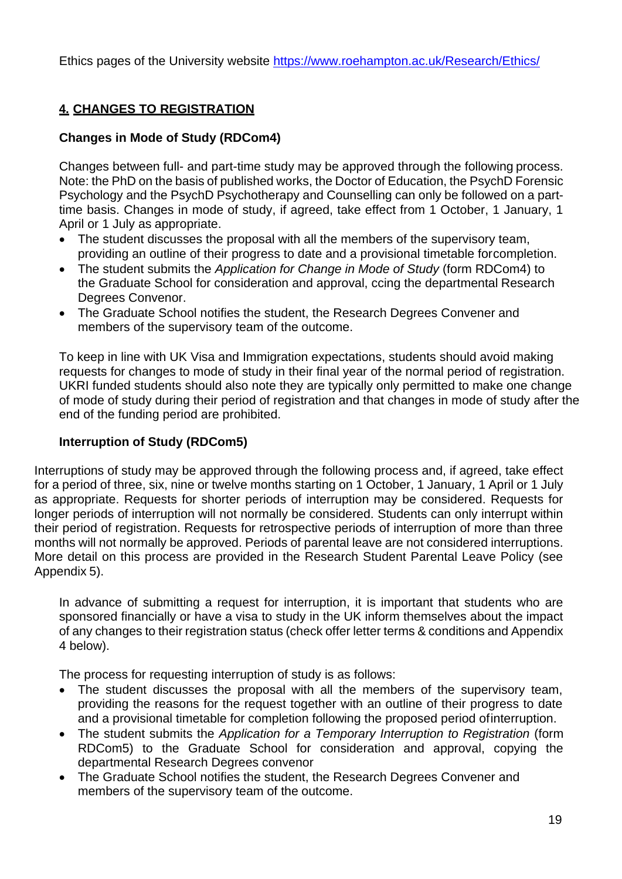Ethics pages of the University website https://www.roehampton.ac.uk/Research/Ethics/

## 4. CHANGES TO REGISTRATION

### Changes in Mode of Study (RDCom4)

Changes between full- and part-time study may be approved through the following process. Note: the PhD on the basis of published works, the Doctor of Education, the PsychD Forensic Psychology and the PsychD Psychotherapy and Counselling can only be followed on a part-time basis. Changes in mode of study, if agreed, take effect from 1 October, 1 January, 1 April or 1 July as appropriate.

- The student discusses the proposal with all the members of the supervisory team, providing an outline of their progress to date and a provisional timetable forcompletion.
- The student submits the *Application for Change in Mode of Study* (form RDCom4) to the Graduate School for consideration and approval, ccing the departmental Research Degrees Convenor.
- The Graduate School notifies the student, the Research Degrees Convener and members of the supervisory team of the outcome.

To keep in line with UK Visa and Immigration expectations, students should avoid making requests for changes to mode of study in their final year of the normal period of registration. UKRI funded students should also note they are typically only permitted to make one change of mode of study during their period of registration and that changes in mode of study after the end of the funding period are prohibited.

### Interruption of Study (RDCom5)

Interruptions of study may be approved through the following process and, if agreed, take effect for a period of three, six, nine or twelve months starting on 1 October, 1 January, 1 April or 1 July as appropriate. Requests for shorter periods of interruption may be considered. Requests for longer periods of interruption will not normally be considered. Students can only interrupt within their period of registration. Requests for retrospective periods of interruption of more than three months will not normally be approved. Periods of parental leave are not considered interruptions. More detail on this process are provided in the Research Student Parental Leave Policy (see Appendix 5).

In advance of submitting a request for interruption, it is important that students who are sponsored financially or have a visa to study in the UK inform themselves about the impact of any changes to their registration status (check offer letter terms & conditions and Appendix 4 below).

The process for requesting interruption of study is as follows:

- The student discusses the proposal with all the members of the supervisory team, providing the reasons for the request together with an outline of their progress to date and a provisional timetable for completion following the proposed period ofinterruption.
- The student submits the *Application for a Temporary Interruption to Registration* (form RDCom5) to the Graduate School for consideration and approval, copying the departmental Research Degrees convenor
- The Graduate School notifies the student, the Research Degrees Convener and members of the supervisory team of the outcome.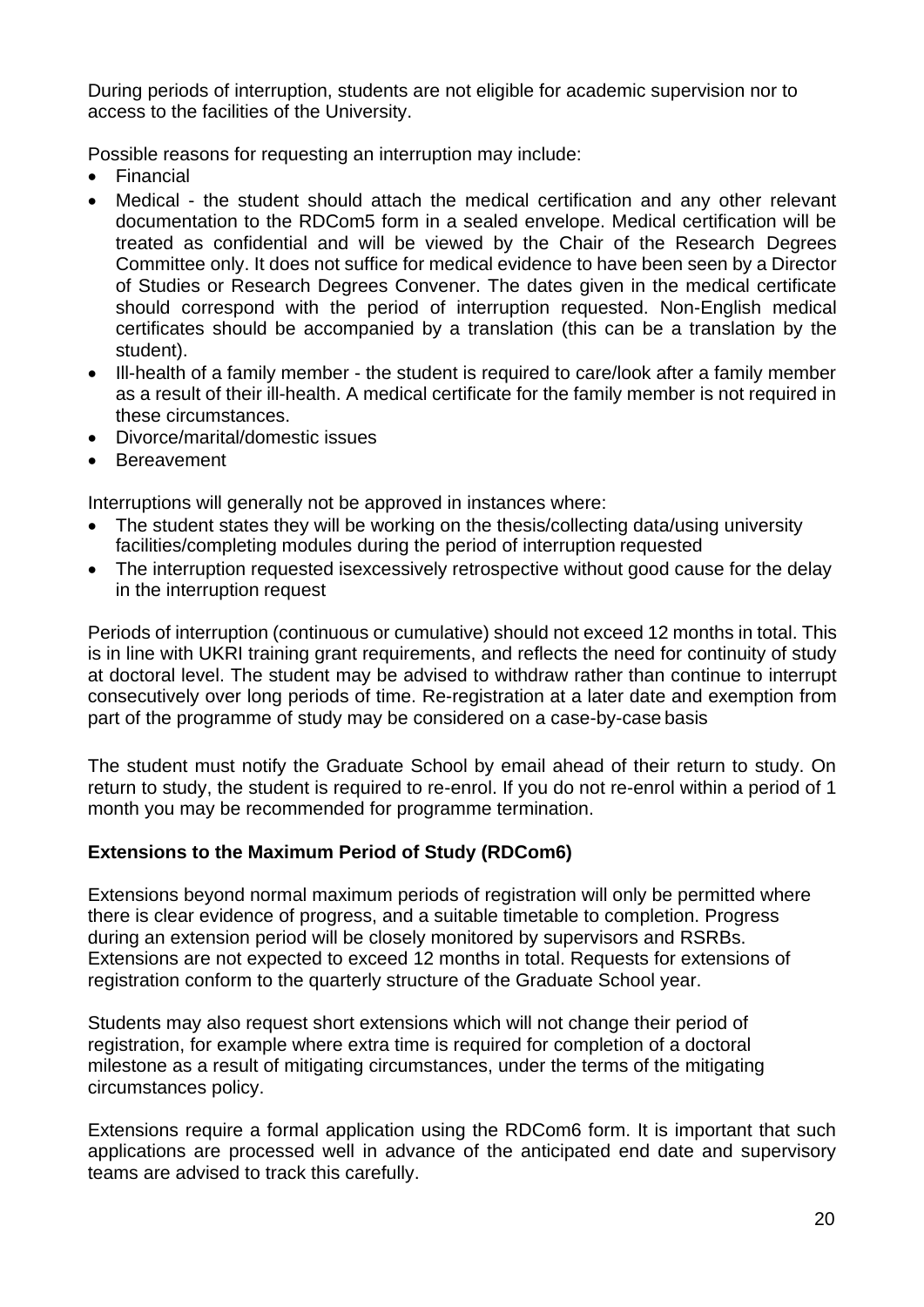During periods of interruption, students are not eligible for academic supervision nor to access to the facilities of the University.

Possible reasons for requesting an interruption may include:

- Financial
- Medical - the student should attach the medical certification and any other relevant documentation to the RDCom5 form in a sealed envelope. Medical certification will be treated as confidential and will be viewed by the Chair of the Research Degrees Committee only. It does not suffice for medical evidence to have been seen by a Director of Studies or Research Degrees Convener. The dates given in the medical certificate should correspond with the period of interruption requested. Non-English medical certificates should be accompanied by a translation (this can be a translation by the student).
- Ill-health of a family member - the student is required to care/look after a family member as a result of their ill-health. A medical certificate for the family member is not required in these circumstances.
- Divorce/marital/domestic issues
- Bereavement

Interruptions will generally not be approved in instances where:

- The student states they will be working on the thesis/collecting data/using university facilities/completing modules during the period of interruption requested
- The interruption requested isexcessively retrospective without good cause for the delay in the interruption request

Periods of interruption (continuous or cumulative) should not exceed 12 months in total. This is in line with UKRI training grant requirements, and reflects the need for continuity of study at doctoral level. The student may be advised to withdraw rather than continue to interrupt consecutively over long periods of time. Re-registration at a later date and exemption from part of the programme of study may be considered on a case-by-case basis

The student must notify the Graduate School by email ahead of their return to study. On return to study, the student is required to re-enrol. If you do not re-enrol within a period of 1 month you may be recommended for programme termination.

**Extensions to the Maximum Period of Study (RDCom6)**

Extensions beyond normal maximum periods of registration will only be permitted where there is clear evidence of progress, and a suitable timetable to completion. Progress during an extension period will be closely monitored by supervisors and RSRBs. Extensions are not expected to exceed 12 months in total. Requests for extensions of registration conform to the quarterly structure of the Graduate School year.

Students may also request short extensions which will not change their period of registration, for example where extra time is required for completion of a doctoral milestone as a result of mitigating circumstances, under the terms of the mitigating circumstances policy.

Extensions require a formal application using the RDCom6 form. It is important that such applications are processed well in advance of the anticipated end date and supervisory teams are advised to track this carefully.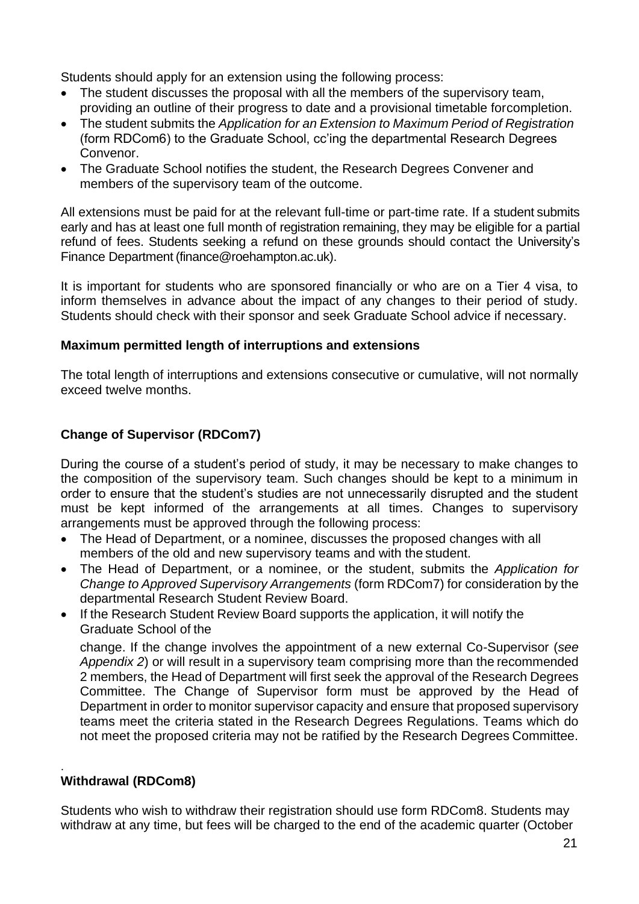Students should apply for an extension using the following process:

- The student discusses the proposal with all the members of the supervisory team, providing an outline of their progress to date and a provisional timetable forcompletion.
- The student submits the *Application for an Extension to Maximum Period of Registration* (form RDCom6) to the Graduate School, cc'ing the departmental Research Degrees Convenor.
- The Graduate School notifies the student, the Research Degrees Convener and members of the supervisory team of the outcome.

All extensions must be paid for at the relevant full-time or part-time rate. If a student submits early and has at least one full month of registration remaining, they may be eligible for a partial refund of fees. Students seeking a refund on these grounds should contact the University's Finance Department (finance@roehampton.ac.uk).

It is important for students who are sponsored financially or who are on a Tier 4 visa, to inform themselves in advance about the impact of any changes to their period of study. Students should check with their sponsor and seek Graduate School advice if necessary.

**Maximum permitted length of interruptions and extensions**

The total length of interruptions and extensions consecutive or cumulative, will not normally exceed twelve months.

**Change of Supervisor (RDCom7)**

During the course of a student's period of study, it may be necessary to make changes to the composition of the supervisory team. Such changes should be kept to a minimum in order to ensure that the student's studies are not unnecessarily disrupted and the student must be kept informed of the arrangements at all times. Changes to supervisory arrangements must be approved through the following process:

- The Head of Department, or a nominee, discusses the proposed changes with all members of the old and new supervisory teams and with the student.
- The Head of Department, or a nominee, or the student, submits the *Application for Change to Approved Supervisory Arrangements* (form RDCom7) for consideration by the departmental Research Student Review Board.
- If the Research Student Review Board supports the application, it will notify the Graduate School of the

  change. If the change involves the appointment of a new external Co-Supervisor (*see Appendix 2*) or will result in a supervisory team comprising more than the recommended 2 members, the Head of Department will first seek the approval of the Research Degrees Committee. The Change of Supervisor form must be approved by the Head of Department in order to monitor supervisor capacity and ensure that proposed supervisory teams meet the criteria stated in the Research Degrees Regulations. Teams which do not meet the proposed criteria may not be ratified by the Research Degrees Committee.

.

**Withdrawal (RDCom8)**

Students who wish to withdraw their registration should use form RDCom8. Students may withdraw at any time, but fees will be charged to the end of the academic quarter (October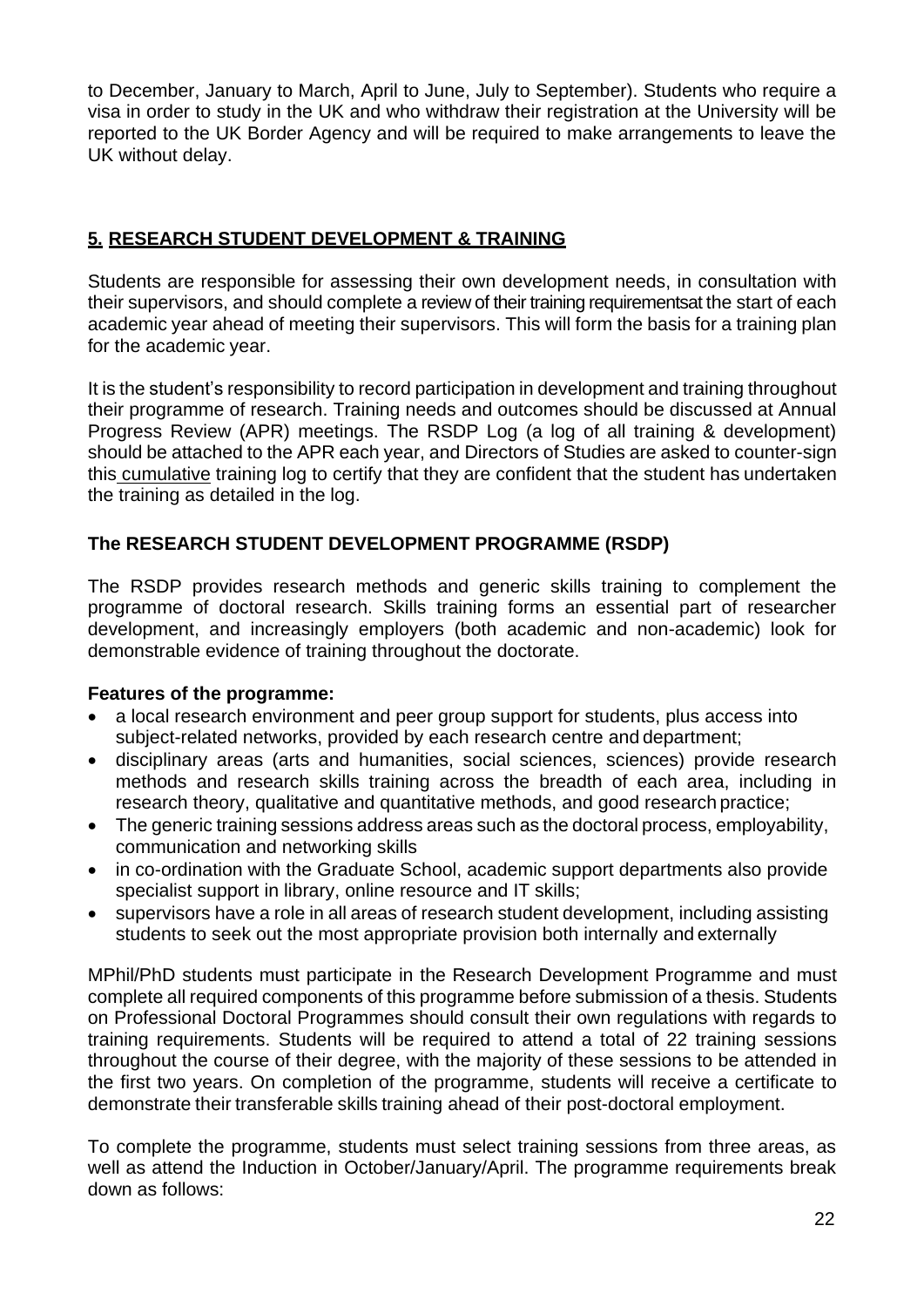to December, January to March, April to June, July to September). Students who require a visa in order to study in the UK and who withdraw their registration at the University will be reported to the UK Border Agency and will be required to make arrangements to leave the UK without delay.

## 5. RESEARCH STUDENT DEVELOPMENT & TRAINING

Students are responsible for assessing their own development needs, in consultation with their supervisors, and should complete a review of their training requirementsat the start of each academic year ahead of meeting their supervisors. This will form the basis for a training plan for the academic year.

It is the student's responsibility to record participation in development and training throughout their programme of research. Training needs and outcomes should be discussed at Annual Progress Review (APR) meetings. The RSDP Log (a log of all training & development) should be attached to the APR each year, and Directors of Studies are asked to counter-sign this cumulative training log to certify that they are confident that the student has undertaken the training as detailed in the log.

### The RESEARCH STUDENT DEVELOPMENT PROGRAMME (RSDP)

The RSDP provides research methods and generic skills training to complement the programme of doctoral research. Skills training forms an essential part of researcher development, and increasingly employers (both academic and non-academic) look for demonstrable evidence of training throughout the doctorate.

**Features of the programme:**

- a local research environment and peer group support for students, plus access into subject-related networks, provided by each research centre and department;
- disciplinary areas (arts and humanities, social sciences, sciences) provide research methods and research skills training across the breadth of each area, including in research theory, qualitative and quantitative methods, and good research practice;
- The generic training sessions address areas such as the doctoral process, employability, communication and networking skills
- in co-ordination with the Graduate School, academic support departments also provide specialist support in library, online resource and IT skills;
- supervisors have a role in all areas of research student development, including assisting students to seek out the most appropriate provision both internally and externally

MPhil/PhD students must participate in the Research Development Programme and must complete all required components of this programme before submission of a thesis. Students on Professional Doctoral Programmes should consult their own regulations with regards to training requirements. Students will be required to attend a total of 22 training sessions throughout the course of their degree, with the majority of these sessions to be attended in the first two years. On completion of the programme, students will receive a certificate to demonstrate their transferable skills training ahead of their post-doctoral employment.

To complete the programme, students must select training sessions from three areas, as well as attend the Induction in October/January/April. The programme requirements break down as follows: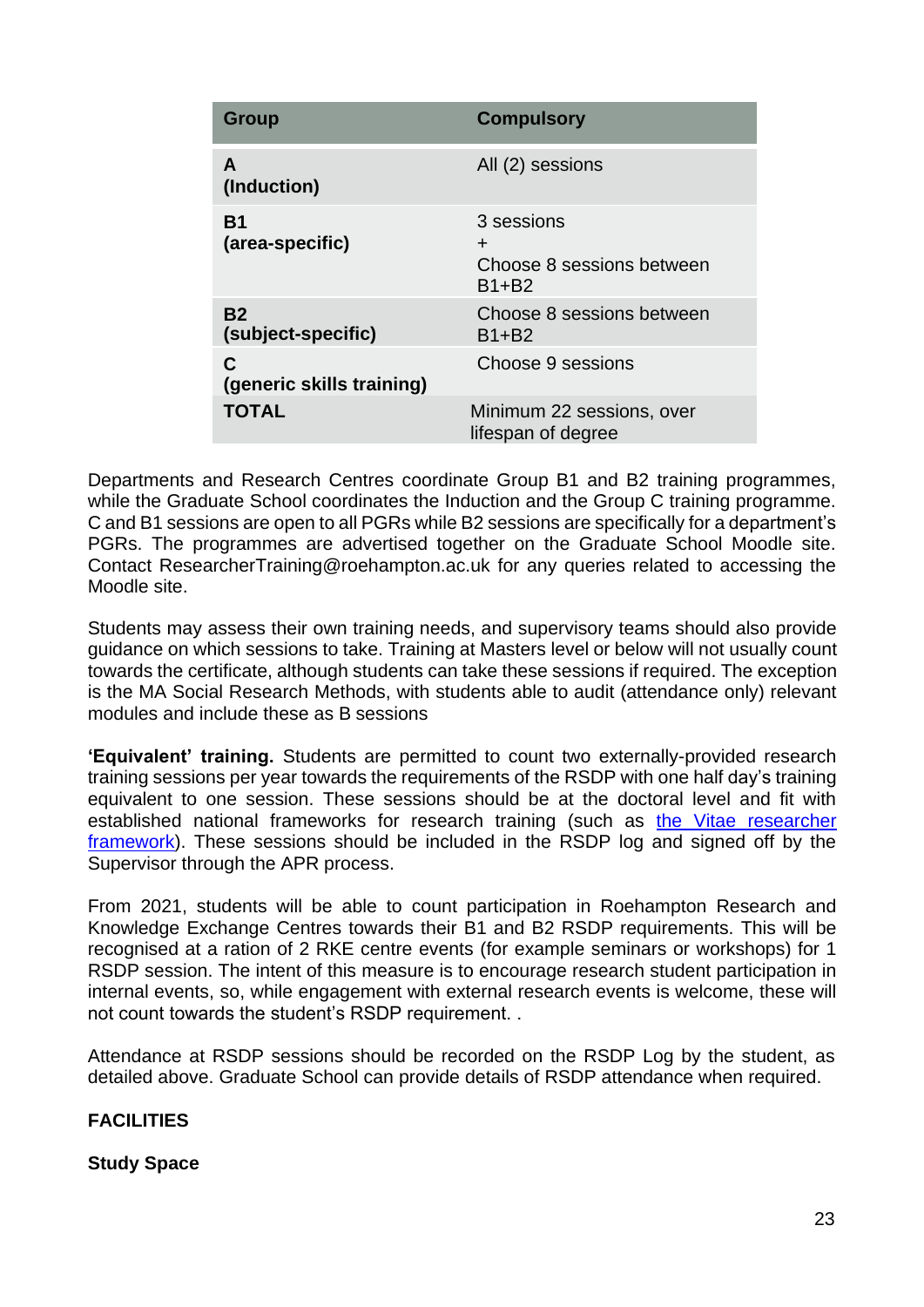| Group | Compulsory |
|---|---|
| **A** **(Induction)** | All (2) sessions |
| **B1** **(area-specific)** | 3 sessions + Choose 8 sessions between B1+B2 |
| **B2** **(subject-specific)** | Choose 8 sessions between B1+B2 |
| **C** **(generic skills training)** | Choose 9 sessions |
| **TOTAL** | Minimum 22 sessions, over lifespan of degree |

Departments and Research Centres coordinate Group B1 and B2 training programmes, while the Graduate School coordinates the Induction and the Group C training programme. C and B1 sessions are open to all PGRs while B2 sessions are specifically for a department's PGRs. The programmes are advertised together on the Graduate School Moodle site. Contact ResearcherTraining@roehampton.ac.uk for any queries related to accessing the Moodle site.

Students may assess their own training needs, and supervisory teams should also provide guidance on which sessions to take. Training at Masters level or below will not usually count towards the certificate, although students can take these sessions if required. The exception is the MA Social Research Methods, with students able to audit (attendance only) relevant modules and include these as B sessions

**'Equivalent' training.** Students are permitted to count two externally-provided research training sessions per year towards the requirements of the RSDP with one half day's training equivalent to one session. These sessions should be at the doctoral level and fit with established national frameworks for research training (such as [the Vitae researcher framework]). These sessions should be included in the RSDP log and signed off by the Supervisor through the APR process.

From 2021, students will be able to count participation in Roehampton Research and Knowledge Exchange Centres towards their B1 and B2 RSDP requirements. This will be recognised at a ration of 2 RKE centre events (for example seminars or workshops) for 1 RSDP session. The intent of this measure is to encourage research student participation in internal events, so, while engagement with external research events is welcome, these will not count towards the student's RSDP requirement. .

Attendance at RSDP sessions should be recorded on the RSDP Log by the student, as detailed above. Graduate School can provide details of RSDP attendance when required.

## FACILITIES

### Study Space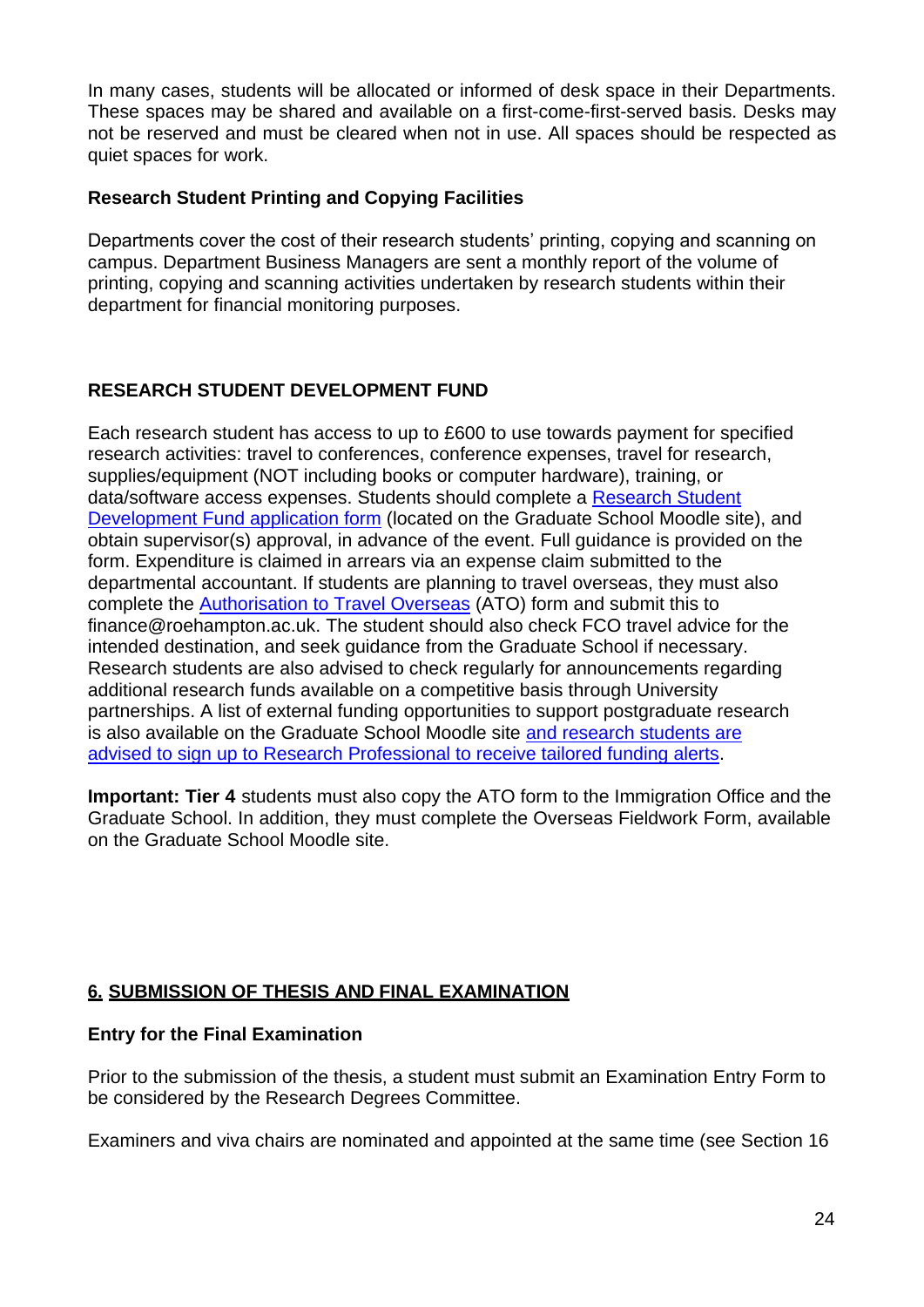In many cases, students will be allocated or informed of desk space in their Departments. These spaces may be shared and available on a first-come-first-served basis. Desks may not be reserved and must be cleared when not in use. All spaces should be respected as quiet spaces for work.

### Research Student Printing and Copying Facilities

Departments cover the cost of their research students' printing, copying and scanning on campus. Department Business Managers are sent a monthly report of the volume of printing, copying and scanning activities undertaken by research students within their department for financial monitoring purposes.

## RESEARCH STUDENT DEVELOPMENT FUND

Each research student has access to up to £600 to use towards payment for specified research activities: travel to conferences, conference expenses, travel for research, supplies/equipment (NOT including books or computer hardware), training, or data/software access expenses. Students should complete a Research Student Development Fund application form (located on the Graduate School Moodle site), and obtain supervisor(s) approval, in advance of the event. Full guidance is provided on the form. Expenditure is claimed in arrears via an expense claim submitted to the departmental accountant. If students are planning to travel overseas, they must also complete the Authorisation to Travel Overseas (ATO) form and submit this to finance@roehampton.ac.uk. The student should also check FCO travel advice for the intended destination, and seek guidance from the Graduate School if necessary. Research students are also advised to check regularly for announcements regarding additional research funds available on a competitive basis through University partnerships. A list of external funding opportunities to support postgraduate research is also available on the Graduate School Moodle site and research students are advised to sign up to Research Professional to receive tailored funding alerts.

**Important: Tier 4** students must also copy the ATO form to the Immigration Office and the Graduate School. In addition, they must complete the Overseas Fieldwork Form, available on the Graduate School Moodle site.

## 6. SUBMISSION OF THESIS AND FINAL EXAMINATION

### Entry for the Final Examination

Prior to the submission of the thesis, a student must submit an Examination Entry Form to be considered by the Research Degrees Committee.

Examiners and viva chairs are nominated and appointed at the same time (see Section 16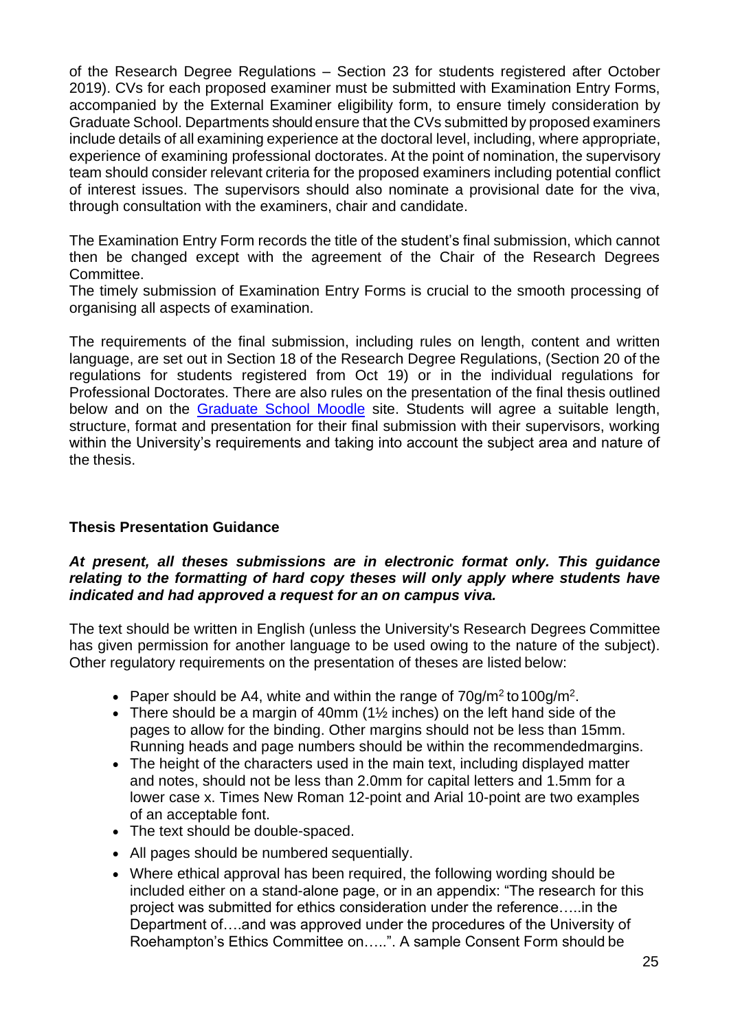of the Research Degree Regulations – Section 23 for students registered after October 2019). CVs for each proposed examiner must be submitted with Examination Entry Forms, accompanied by the External Examiner eligibility form, to ensure timely consideration by Graduate School. Departments should ensure that the CVs submitted by proposed examiners include details of all examining experience at the doctoral level, including, where appropriate, experience of examining professional doctorates. At the point of nomination, the supervisory team should consider relevant criteria for the proposed examiners including potential conflict of interest issues. The supervisors should also nominate a provisional date for the viva, through consultation with the examiners, chair and candidate.

The Examination Entry Form records the title of the student's final submission, which cannot then be changed except with the agreement of the Chair of the Research Degrees Committee.
The timely submission of Examination Entry Forms is crucial to the smooth processing of organising all aspects of examination.

The requirements of the final submission, including rules on length, content and written language, are set out in Section 18 of the Research Degree Regulations, (Section 20 of the regulations for students registered from Oct 19) or in the individual regulations for Professional Doctorates. There are also rules on the presentation of the final thesis outlined below and on the [Graduate School Moodle] site. Students will agree a suitable length, structure, format and presentation for their final submission with their supervisors, working within the University's requirements and taking into account the subject area and nature of the thesis.

**Thesis Presentation Guidance**

***At present, all theses submissions are in electronic format only. This guidance relating to the formatting of hard copy theses will only apply where students have indicated and had approved a request for an on campus viva.***

The text should be written in English (unless the University's Research Degrees Committee has given permission for another language to be used owing to the nature of the subject). Other regulatory requirements on the presentation of theses are listed below:

- Paper should be A4, white and within the range of 70g/m$^2$ to 100g/m$^2$.
- There should be a margin of 40mm (1½ inches) on the left hand side of the pages to allow for the binding. Other margins should not be less than 15mm. Running heads and page numbers should be within the recommendedmargins.
- The height of the characters used in the main text, including displayed matter and notes, should not be less than 2.0mm for capital letters and 1.5mm for a lower case x. Times New Roman 12-point and Arial 10-point are two examples of an acceptable font.
- The text should be double-spaced.
- All pages should be numbered sequentially.
- Where ethical approval has been required, the following wording should be included either on a stand-alone page, or in an appendix: "The research for this project was submitted for ethics consideration under the reference…..in the Department of….and was approved under the procedures of the University of Roehampton's Ethics Committee on…..". A sample Consent Form should be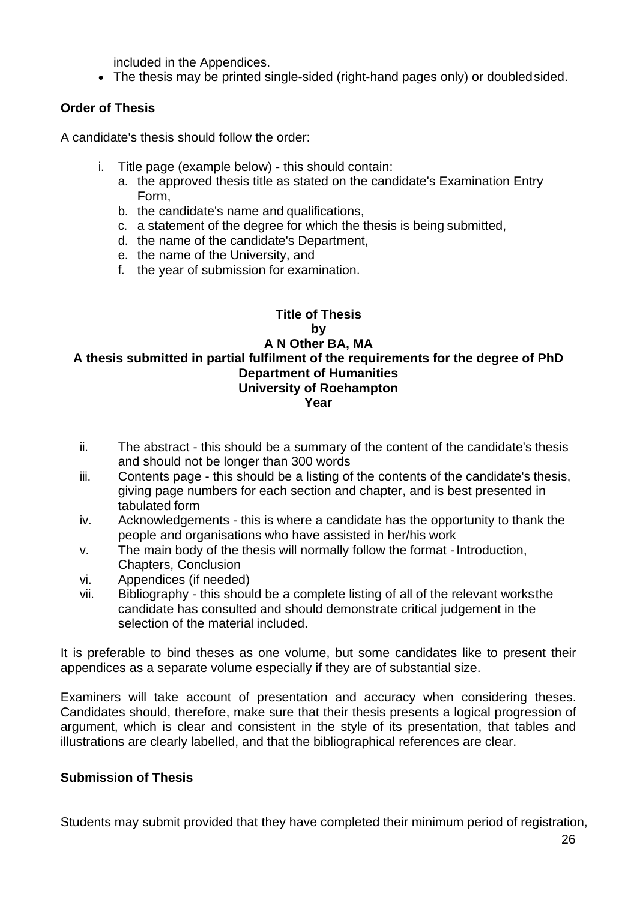included in the Appendices.

- The thesis may be printed single-sided (right-hand pages only) or doubled sided.

**Order of Thesis**

A candidate's thesis should follow the order:

i. Title page (example below) - this should contain:
   a. the approved thesis title as stated on the candidate's Examination Entry Form,
   b. the candidate's name and qualifications,
   c. a statement of the degree for which the thesis is being submitted,
   d. the name of the candidate's Department,
   e. the name of the University, and
   f. the year of submission for examination.

**Title of Thesis**
**by**
**A N Other BA, MA**
**A thesis submitted in partial fulfilment of the requirements for the degree of PhD**
**Department of Humanities**
**University of Roehampton**
**Year**

ii. The abstract - this should be a summary of the content of the candidate's thesis and should not be longer than 300 words
iii. Contents page - this should be a listing of the contents of the candidate's thesis, giving page numbers for each section and chapter, and is best presented in tabulated form
iv. Acknowledgements - this is where a candidate has the opportunity to thank the people and organisations who have assisted in her/his work
v. The main body of the thesis will normally follow the format - Introduction, Chapters, Conclusion
vi. Appendices (if needed)
vii. Bibliography - this should be a complete listing of all of the relevant works the candidate has consulted and should demonstrate critical judgement in the selection of the material included.

It is preferable to bind theses as one volume, but some candidates like to present their appendices as a separate volume especially if they are of substantial size.

Examiners will take account of presentation and accuracy when considering theses. Candidates should, therefore, make sure that their thesis presents a logical progression of argument, which is clear and consistent in the style of its presentation, that tables and illustrations are clearly labelled, and that the bibliographical references are clear.

**Submission of Thesis**

Students may submit provided that they have completed their minimum period of registration,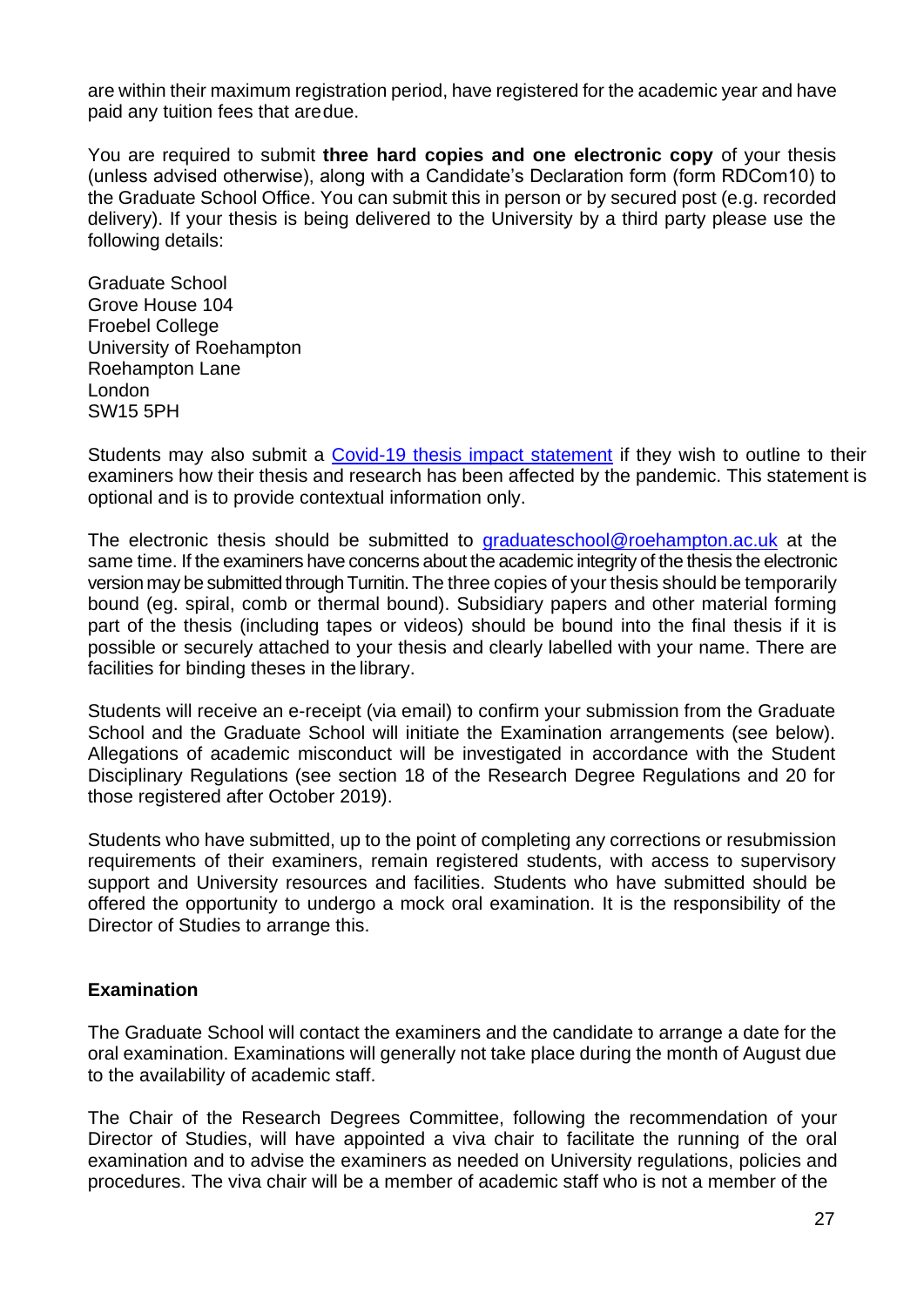are within their maximum registration period, have registered for the academic year and have paid any tuition fees that are due.

You are required to submit **three hard copies and one electronic copy** of your thesis (unless advised otherwise), along with a Candidate's Declaration form (form RDCom10) to the Graduate School Office. You can submit this in person or by secured post (e.g. recorded delivery). If your thesis is being delivered to the University by a third party please use the following details:

Graduate School
Grove House 104
Froebel College
University of Roehampton
Roehampton Lane
London
SW15 5PH

Students may also submit a [Covid-19 thesis impact statement]() if they wish to outline to their examiners how their thesis and research has been affected by the pandemic. This statement is optional and is to provide contextual information only.

The electronic thesis should be submitted to [graduateschool@roehampton.ac.uk](mailto:graduateschool@roehampton.ac.uk) at the same time. If the examiners have concerns about the academic integrity of the thesis the electronic version may be submitted through Turnitin. The three copies of your thesis should be temporarily bound (eg. spiral, comb or thermal bound). Subsidiary papers and other material forming part of the thesis (including tapes or videos) should be bound into the final thesis if it is possible or securely attached to your thesis and clearly labelled with your name. There are facilities for binding theses in the library.

Students will receive an e-receipt (via email) to confirm your submission from the Graduate School and the Graduate School will initiate the Examination arrangements (see below). Allegations of academic misconduct will be investigated in accordance with the Student Disciplinary Regulations (see section 18 of the Research Degree Regulations and 20 for those registered after October 2019).

Students who have submitted, up to the point of completing any corrections or resubmission requirements of their examiners, remain registered students, with access to supervisory support and University resources and facilities. Students who have submitted should be offered the opportunity to undergo a mock oral examination. It is the responsibility of the Director of Studies to arrange this.

**Examination**

The Graduate School will contact the examiners and the candidate to arrange a date for the oral examination. Examinations will generally not take place during the month of August due to the availability of academic staff.

The Chair of the Research Degrees Committee, following the recommendation of your Director of Studies, will have appointed a viva chair to facilitate the running of the oral examination and to advise the examiners as needed on University regulations, policies and procedures. The viva chair will be a member of academic staff who is not a member of the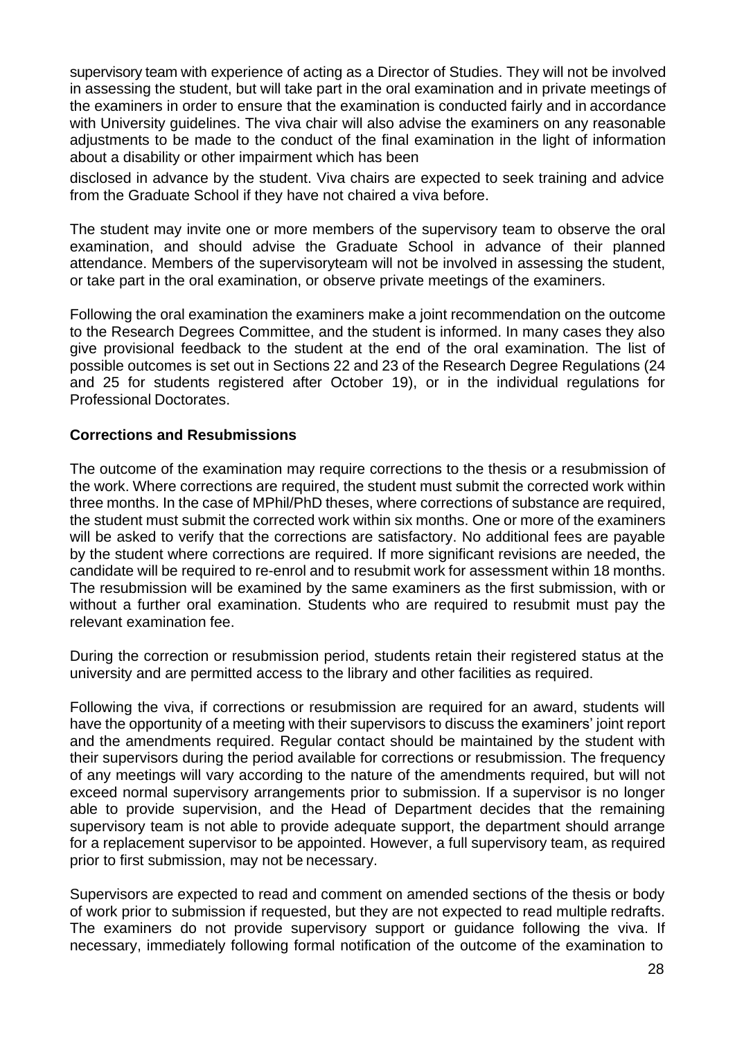supervisory team with experience of acting as a Director of Studies. They will not be involved in assessing the student, but will take part in the oral examination and in private meetings of the examiners in order to ensure that the examination is conducted fairly and in accordance with University guidelines. The viva chair will also advise the examiners on any reasonable adjustments to be made to the conduct of the final examination in the light of information about a disability or other impairment which has been disclosed in advance by the student. Viva chairs are expected to seek training and advice from the Graduate School if they have not chaired a viva before.

The student may invite one or more members of the supervisory team to observe the oral examination, and should advise the Graduate School in advance of their planned attendance. Members of the supervisoryteam will not be involved in assessing the student, or take part in the oral examination, or observe private meetings of the examiners.

Following the oral examination the examiners make a joint recommendation on the outcome to the Research Degrees Committee, and the student is informed. In many cases they also give provisional feedback to the student at the end of the oral examination. The list of possible outcomes is set out in Sections 22 and 23 of the Research Degree Regulations (24 and 25 for students registered after October 19), or in the individual regulations for Professional Doctorates.

**Corrections and Resubmissions**

The outcome of the examination may require corrections to the thesis or a resubmission of the work. Where corrections are required, the student must submit the corrected work within three months. In the case of MPhil/PhD theses, where corrections of substance are required, the student must submit the corrected work within six months. One or more of the examiners will be asked to verify that the corrections are satisfactory. No additional fees are payable by the student where corrections are required. If more significant revisions are needed, the candidate will be required to re-enrol and to resubmit work for assessment within 18 months. The resubmission will be examined by the same examiners as the first submission, with or without a further oral examination. Students who are required to resubmit must pay the relevant examination fee.

During the correction or resubmission period, students retain their registered status at the university and are permitted access to the library and other facilities as required.

Following the viva, if corrections or resubmission are required for an award, students will have the opportunity of a meeting with their supervisors to discuss the examiners' joint report and the amendments required. Regular contact should be maintained by the student with their supervisors during the period available for corrections or resubmission. The frequency of any meetings will vary according to the nature of the amendments required, but will not exceed normal supervisory arrangements prior to submission. If a supervisor is no longer able to provide supervision, and the Head of Department decides that the remaining supervisory team is not able to provide adequate support, the department should arrange for a replacement supervisor to be appointed. However, a full supervisory team, as required prior to first submission, may not be necessary.

Supervisors are expected to read and comment on amended sections of the thesis or body of work prior to submission if requested, but they are not expected to read multiple redrafts. The examiners do not provide supervisory support or guidance following the viva. If necessary, immediately following formal notification of the outcome of the examination to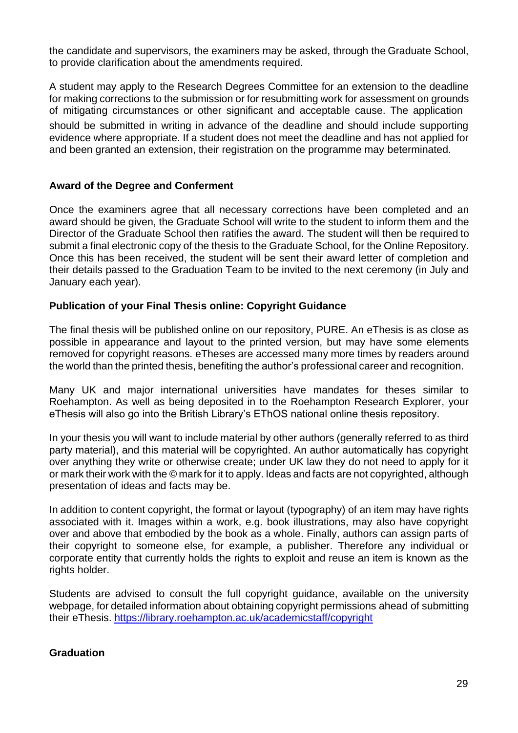the candidate and supervisors, the examiners may be asked, through the Graduate School, to provide clarification about the amendments required.

A student may apply to the Research Degrees Committee for an extension to the deadline for making corrections to the submission or for resubmitting work for assessment on grounds of mitigating circumstances or other significant and acceptable cause. The application should be submitted in writing in advance of the deadline and should include supporting evidence where appropriate. If a student does not meet the deadline and has not applied for and been granted an extension, their registration on the programme may beterminated.

**Award of the Degree and Conferment**

Once the examiners agree that all necessary corrections have been completed and an award should be given, the Graduate School will write to the student to inform them and the Director of the Graduate School then ratifies the award. The student will then be required to submit a final electronic copy of the thesis to the Graduate School, for the Online Repository. Once this has been received, the student will be sent their award letter of completion and their details passed to the Graduation Team to be invited to the next ceremony (in July and January each year).

**Publication of your Final Thesis online: Copyright Guidance**

The final thesis will be published online on our repository, PURE. An eThesis is as close as possible in appearance and layout to the printed version, but may have some elements removed for copyright reasons. eTheses are accessed many more times by readers around the world than the printed thesis, benefiting the author's professional career and recognition.

Many UK and major international universities have mandates for theses similar to Roehampton. As well as being deposited in to the Roehampton Research Explorer, your eThesis will also go into the British Library's EThOS national online thesis repository.

In your thesis you will want to include material by other authors (generally referred to as third party material), and this material will be copyrighted. An author automatically has copyright over anything they write or otherwise create; under UK law they do not need to apply for it or mark their work with the © mark for it to apply. Ideas and facts are not copyrighted, although presentation of ideas and facts may be.

In addition to content copyright, the format or layout (typography) of an item may have rights associated with it. Images within a work, e.g. book illustrations, may also have copyright over and above that embodied by the book as a whole. Finally, authors can assign parts of their copyright to someone else, for example, a publisher. Therefore any individual or corporate entity that currently holds the rights to exploit and reuse an item is known as the rights holder.

Students are advised to consult the full copyright guidance, available on the university webpage, for detailed information about obtaining copyright permissions ahead of submitting their eThesis. https://library.roehampton.ac.uk/academicstaff/copyright

**Graduation**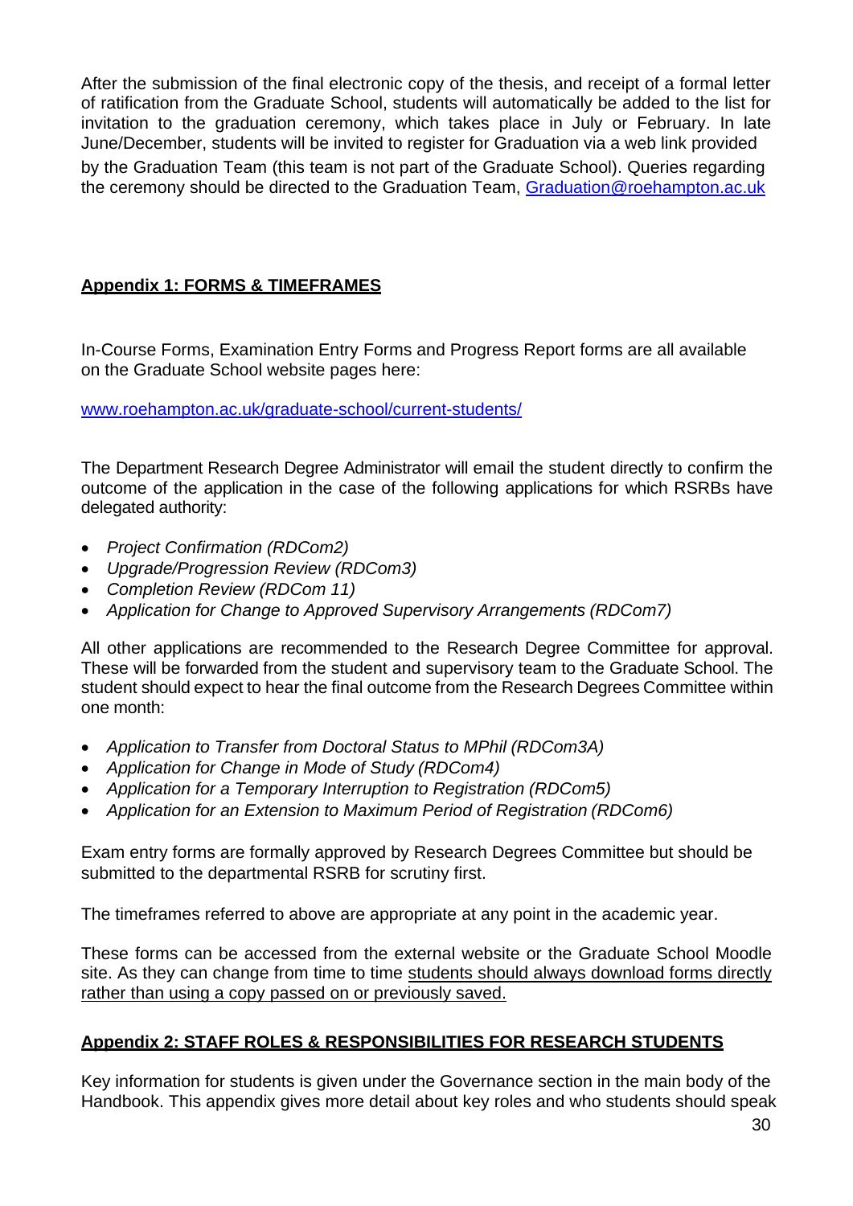After the submission of the final electronic copy of the thesis, and receipt of a formal letter of ratification from the Graduate School, students will automatically be added to the list for invitation to the graduation ceremony, which takes place in July or February. In late June/December, students will be invited to register for Graduation via a web link provided by the Graduation Team (this team is not part of the Graduate School). Queries regarding the ceremony should be directed to the Graduation Team, [Graduation@roehampton.ac.uk](mailto:Graduation@roehampton.ac.uk)

## **Appendix 1: FORMS & TIMEFRAMES**

In-Course Forms, Examination Entry Forms and Progress Report forms are all available on the Graduate School website pages here:

[www.roehampton.ac.uk/graduate-school/current-students/](http://www.roehampton.ac.uk/graduate-school/current-students/)

The Department Research Degree Administrator will email the student directly to confirm the outcome of the application in the case of the following applications for which RSRBs have delegated authority:

- *Project Confirmation (RDCom2)*
- *Upgrade/Progression Review (RDCom3)*
- *Completion Review (RDCom 11)*
- *Application for Change to Approved Supervisory Arrangements (RDCom7)*

All other applications are recommended to the Research Degree Committee for approval. These will be forwarded from the student and supervisory team to the Graduate School. The student should expect to hear the final outcome from the Research Degrees Committee within one month:

- *Application to Transfer from Doctoral Status to MPhil (RDCom3A)*
- *Application for Change in Mode of Study (RDCom4)*
- *Application for a Temporary Interruption to Registration (RDCom5)*
- *Application for an Extension to Maximum Period of Registration (RDCom6)*

Exam entry forms are formally approved by Research Degrees Committee but should be submitted to the departmental RSRB for scrutiny first.

The timeframes referred to above are appropriate at any point in the academic year.

These forms can be accessed from the external website or the Graduate School Moodle site. As they can change from time to time <u>students should always download forms directly rather than using a copy passed on or previously saved.</u>

## **Appendix 2: STAFF ROLES & RESPONSIBILITIES FOR RESEARCH STUDENTS**

Key information for students is given under the Governance section in the main body of the Handbook. This appendix gives more detail about key roles and who students should speak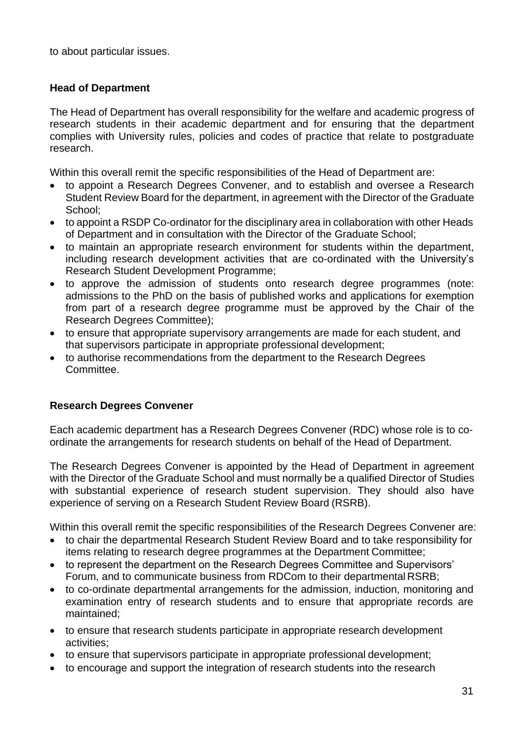to about particular issues.

### Head of Department

The Head of Department has overall responsibility for the welfare and academic progress of research students in their academic department and for ensuring that the department complies with University rules, policies and codes of practice that relate to postgraduate research.

Within this overall remit the specific responsibilities of the Head of Department are:

- to appoint a Research Degrees Convener, and to establish and oversee a Research Student Review Board for the department, in agreement with the Director of the Graduate School;
- to appoint a RSDP Co-ordinator for the disciplinary area in collaboration with other Heads of Department and in consultation with the Director of the Graduate School;
- to maintain an appropriate research environment for students within the department, including research development activities that are co-ordinated with the University's Research Student Development Programme;
- to approve the admission of students onto research degree programmes (note: admissions to the PhD on the basis of published works and applications for exemption from part of a research degree programme must be approved by the Chair of the Research Degrees Committee);
- to ensure that appropriate supervisory arrangements are made for each student, and that supervisors participate in appropriate professional development;
- to authorise recommendations from the department to the Research Degrees Committee.

### Research Degrees Convener

Each academic department has a Research Degrees Convener (RDC) whose role is to co-ordinate the arrangements for research students on behalf of the Head of Department.

The Research Degrees Convener is appointed by the Head of Department in agreement with the Director of the Graduate School and must normally be a qualified Director of Studies with substantial experience of research student supervision. They should also have experience of serving on a Research Student Review Board (RSRB).

Within this overall remit the specific responsibilities of the Research Degrees Convener are:

- to chair the departmental Research Student Review Board and to take responsibility for items relating to research degree programmes at the Department Committee;
- to represent the department on the Research Degrees Committee and Supervisors' Forum, and to communicate business from RDCom to their departmental RSRB;
- to co-ordinate departmental arrangements for the admission, induction, monitoring and examination entry of research students and to ensure that appropriate records are maintained;
- to ensure that research students participate in appropriate research development activities;
- to ensure that supervisors participate in appropriate professional development;
- to encourage and support the integration of research students into the research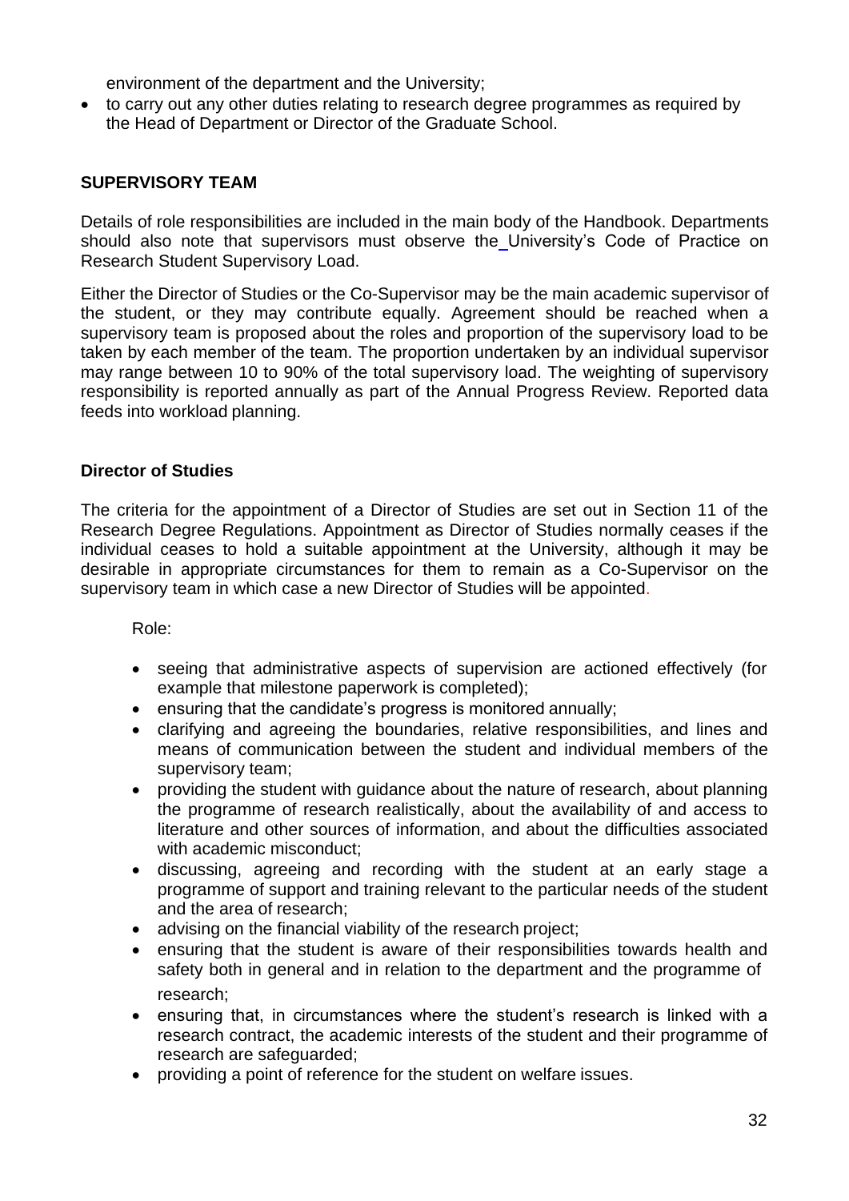environment of the department and the University;

- to carry out any other duties relating to research degree programmes as required by the Head of Department or Director of the Graduate School.

## SUPERVISORY TEAM

Details of role responsibilities are included in the main body of the Handbook. Departments should also note that supervisors must observe the University's Code of Practice on Research Student Supervisory Load.

Either the Director of Studies or the Co-Supervisor may be the main academic supervisor of the student, or they may contribute equally. Agreement should be reached when a supervisory team is proposed about the roles and proportion of the supervisory load to be taken by each member of the team. The proportion undertaken by an individual supervisor may range between 10 to 90% of the total supervisory load. The weighting of supervisory responsibility is reported annually as part of the Annual Progress Review. Reported data feeds into workload planning.

### Director of Studies

The criteria for the appointment of a Director of Studies are set out in Section 11 of the Research Degree Regulations. Appointment as Director of Studies normally ceases if the individual ceases to hold a suitable appointment at the University, although it may be desirable in appropriate circumstances for them to remain as a Co-Supervisor on the supervisory team in which case a new Director of Studies will be appointed.

Role:

- seeing that administrative aspects of supervision are actioned effectively (for example that milestone paperwork is completed);
- ensuring that the candidate's progress is monitored annually;
- clarifying and agreeing the boundaries, relative responsibilities, and lines and means of communication between the student and individual members of the supervisory team;
- providing the student with guidance about the nature of research, about planning the programme of research realistically, about the availability of and access to literature and other sources of information, and about the difficulties associated with academic misconduct;
- discussing, agreeing and recording with the student at an early stage a programme of support and training relevant to the particular needs of the student and the area of research;
- advising on the financial viability of the research project;
- ensuring that the student is aware of their responsibilities towards health and safety both in general and in relation to the department and the programme of research;
- ensuring that, in circumstances where the student's research is linked with a research contract, the academic interests of the student and their programme of research are safeguarded;
- providing a point of reference for the student on welfare issues.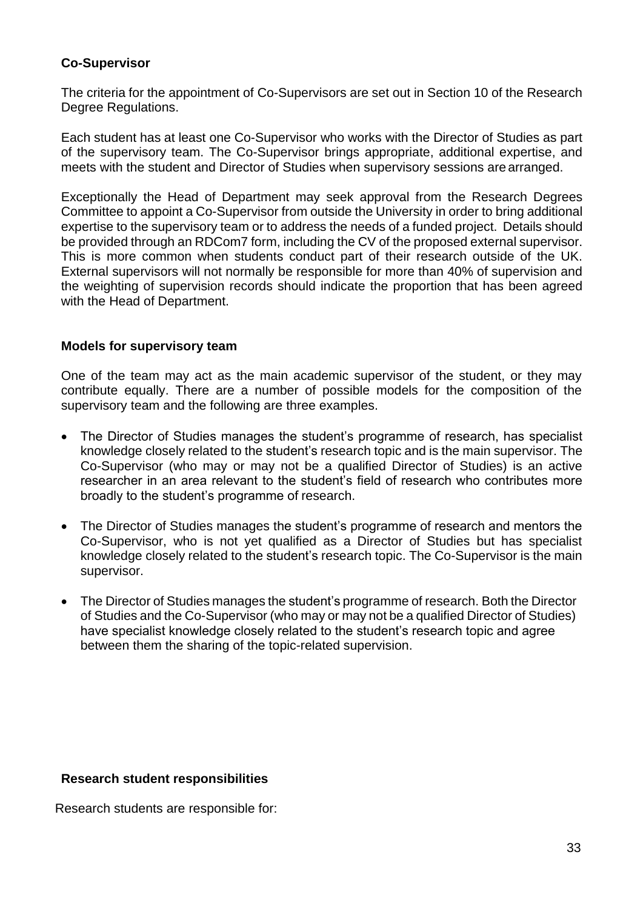### Co-Supervisor

The criteria for the appointment of Co-Supervisors are set out in Section 10 of the Research Degree Regulations.

Each student has at least one Co-Supervisor who works with the Director of Studies as part of the supervisory team. The Co-Supervisor brings appropriate, additional expertise, and meets with the student and Director of Studies when supervisory sessions are arranged.

Exceptionally the Head of Department may seek approval from the Research Degrees Committee to appoint a Co-Supervisor from outside the University in order to bring additional expertise to the supervisory team or to address the needs of a funded project. Details should be provided through an RDCom7 form, including the CV of the proposed external supervisor. This is more common when students conduct part of their research outside of the UK. External supervisors will not normally be responsible for more than 40% of supervision and the weighting of supervision records should indicate the proportion that has been agreed with the Head of Department.

### Models for supervisory team

One of the team may act as the main academic supervisor of the student, or they may contribute equally. There are a number of possible models for the composition of the supervisory team and the following are three examples.

- The Director of Studies manages the student's programme of research, has specialist knowledge closely related to the student's research topic and is the main supervisor. The Co-Supervisor (who may or may not be a qualified Director of Studies) is an active researcher in an area relevant to the student's field of research who contributes more broadly to the student's programme of research.
- The Director of Studies manages the student's programme of research and mentors the Co-Supervisor, who is not yet qualified as a Director of Studies but has specialist knowledge closely related to the student's research topic. The Co-Supervisor is the main supervisor.
- The Director of Studies manages the student's programme of research. Both the Director of Studies and the Co-Supervisor (who may or may not be a qualified Director of Studies) have specialist knowledge closely related to the student's research topic and agree between them the sharing of the topic-related supervision.

### Research student responsibilities

Research students are responsible for: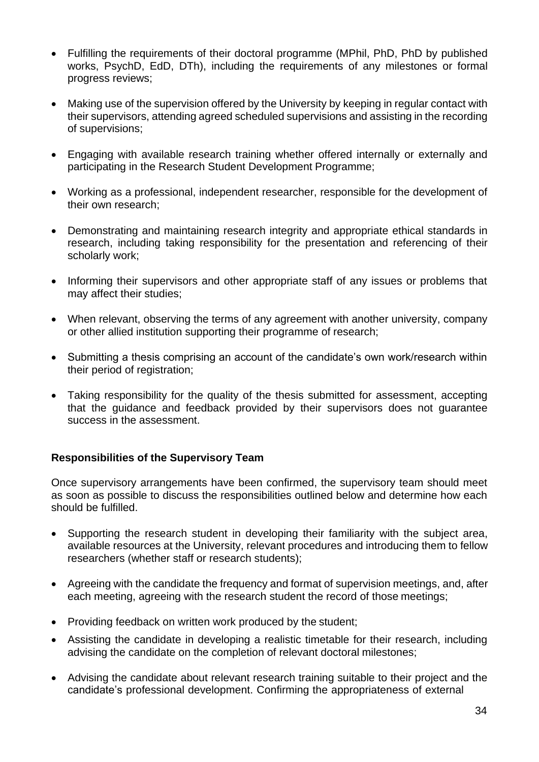- Fulfilling the requirements of their doctoral programme (MPhil, PhD, PhD by published works, PsychD, EdD, DTh), including the requirements of any milestones or formal progress reviews;

- Making use of the supervision offered by the University by keeping in regular contact with their supervisors, attending agreed scheduled supervisions and assisting in the recording of supervisions;

- Engaging with available research training whether offered internally or externally and participating in the Research Student Development Programme;

- Working as a professional, independent researcher, responsible for the development of their own research;

- Demonstrating and maintaining research integrity and appropriate ethical standards in research, including taking responsibility for the presentation and referencing of their scholarly work;

- Informing their supervisors and other appropriate staff of any issues or problems that may affect their studies;

- When relevant, observing the terms of any agreement with another university, company or other allied institution supporting their programme of research;

- Submitting a thesis comprising an account of the candidate's own work/research within their period of registration;

- Taking responsibility for the quality of the thesis submitted for assessment, accepting that the guidance and feedback provided by their supervisors does not guarantee success in the assessment.

**Responsibilities of the Supervisory Team**

Once supervisory arrangements have been confirmed, the supervisory team should meet as soon as possible to discuss the responsibilities outlined below and determine how each should be fulfilled.

- Supporting the research student in developing their familiarity with the subject area, available resources at the University, relevant procedures and introducing them to fellow researchers (whether staff or research students);

- Agreeing with the candidate the frequency and format of supervision meetings, and, after each meeting, agreeing with the research student the record of those meetings;

- Providing feedback on written work produced by the student;

- Assisting the candidate in developing a realistic timetable for their research, including advising the candidate on the completion of relevant doctoral milestones;

- Advising the candidate about relevant research training suitable to their project and the candidate's professional development. Confirming the appropriateness of external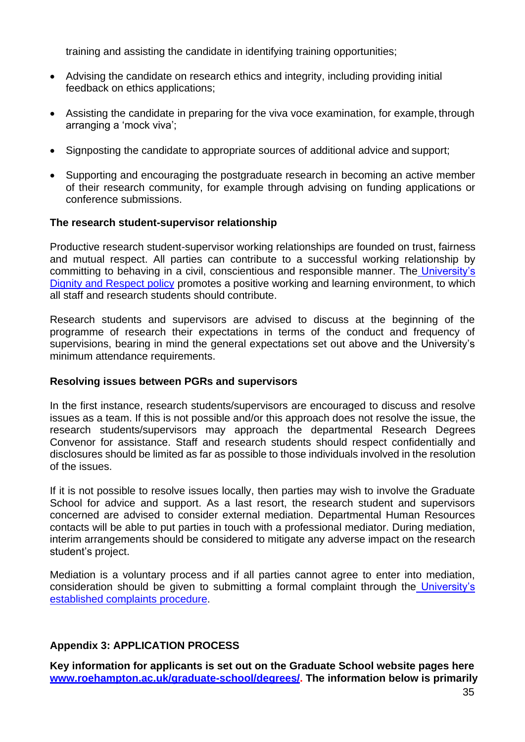training and assisting the candidate in identifying training opportunities;

- Advising the candidate on research ethics and integrity, including providing initial feedback on ethics applications;
- Assisting the candidate in preparing for the viva voce examination, for example, through arranging a 'mock viva';
- Signposting the candidate to appropriate sources of additional advice and support;
- Supporting and encouraging the postgraduate research in becoming an active member of their research community, for example through advising on funding applications or conference submissions.

**The research student-supervisor relationship**

Productive research student-supervisor working relationships are founded on trust, fairness and mutual respect. All parties can contribute to a successful working relationship by committing to behaving in a civil, conscientious and responsible manner. The University's Dignity and Respect policy promotes a positive working and learning environment, to which all staff and research students should contribute.

Research students and supervisors are advised to discuss at the beginning of the programme of research their expectations in terms of the conduct and frequency of supervisions, bearing in mind the general expectations set out above and the University's minimum attendance requirements.

**Resolving issues between PGRs and supervisors**

In the first instance, research students/supervisors are encouraged to discuss and resolve issues as a team. If this is not possible and/or this approach does not resolve the issue, the research students/supervisors may approach the departmental Research Degrees Convenor for assistance. Staff and research students should respect confidentially and disclosures should be limited as far as possible to those individuals involved in the resolution of the issues.

If it is not possible to resolve issues locally, then parties may wish to involve the Graduate School for advice and support. As a last resort, the research student and supervisors concerned are advised to consider external mediation. Departmental Human Resources contacts will be able to put parties in touch with a professional mediator. During mediation, interim arrangements should be considered to mitigate any adverse impact on the research student's project.

Mediation is a voluntary process and if all parties cannot agree to enter into mediation, consideration should be given to submitting a formal complaint through the University's established complaints procedure.

**Appendix 3: APPLICATION PROCESS**

**Key information for applicants is set out on the Graduate School website pages here www.roehampton.ac.uk/graduate-school/degrees/. The information below is primarily**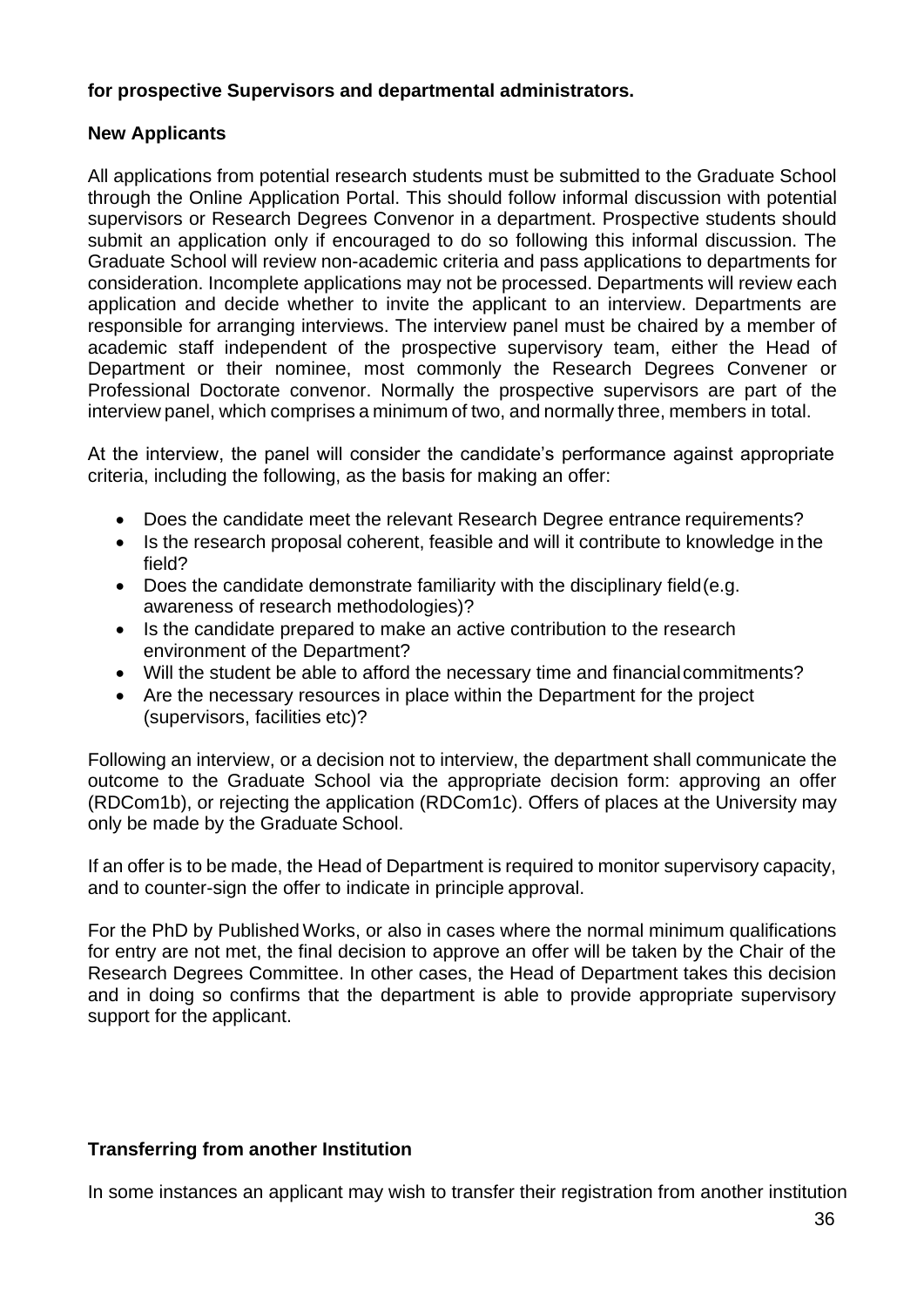**for prospective Supervisors and departmental administrators.**

**New Applicants**

All applications from potential research students must be submitted to the Graduate School through the Online Application Portal. This should follow informal discussion with potential supervisors or Research Degrees Convenor in a department. Prospective students should submit an application only if encouraged to do so following this informal discussion. The Graduate School will review non-academic criteria and pass applications to departments for consideration. Incomplete applications may not be processed. Departments will review each application and decide whether to invite the applicant to an interview. Departments are responsible for arranging interviews. The interview panel must be chaired by a member of academic staff independent of the prospective supervisory team, either the Head of Department or their nominee, most commonly the Research Degrees Convener or Professional Doctorate convenor. Normally the prospective supervisors are part of the interview panel, which comprises a minimum of two, and normally three, members in total.

At the interview, the panel will consider the candidate's performance against appropriate criteria, including the following, as the basis for making an offer:

- Does the candidate meet the relevant Research Degree entrance requirements?
- Is the research proposal coherent, feasible and will it contribute to knowledge in the field?
- Does the candidate demonstrate familiarity with the disciplinary field (e.g. awareness of research methodologies)?
- Is the candidate prepared to make an active contribution to the research environment of the Department?
- Will the student be able to afford the necessary time and financial commitments?
- Are the necessary resources in place within the Department for the project (supervisors, facilities etc)?

Following an interview, or a decision not to interview, the department shall communicate the outcome to the Graduate School via the appropriate decision form: approving an offer (RDCom1b), or rejecting the application (RDCom1c). Offers of places at the University may only be made by the Graduate School.

If an offer is to be made, the Head of Department is required to monitor supervisory capacity, and to counter-sign the offer to indicate in principle approval.

For the PhD by Published Works, or also in cases where the normal minimum qualifications for entry are not met, the final decision to approve an offer will be taken by the Chair of the Research Degrees Committee. In other cases, the Head of Department takes this decision and in doing so confirms that the department is able to provide appropriate supervisory support for the applicant.

**Transferring from another Institution**

In some instances an applicant may wish to transfer their registration from another institution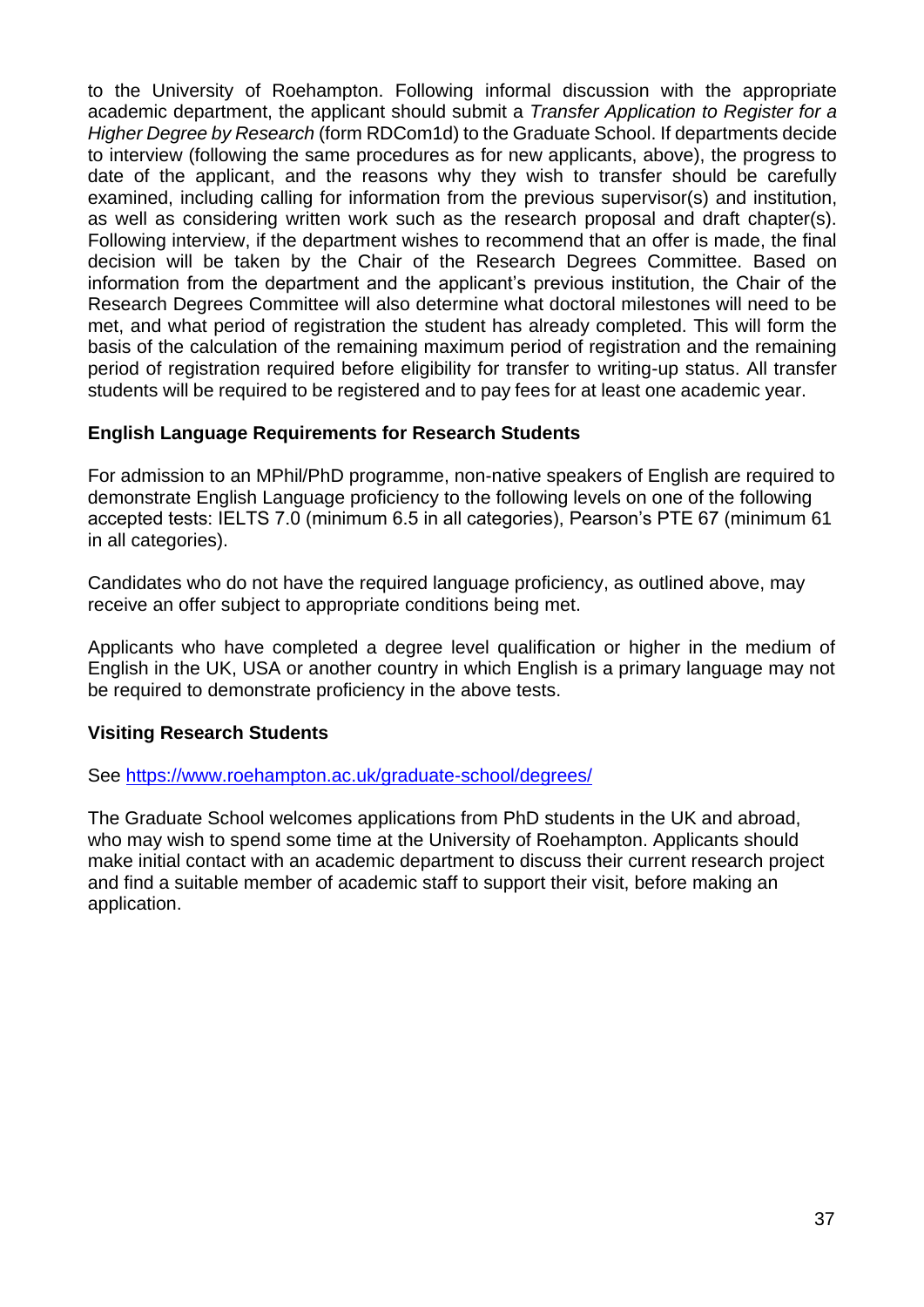to the University of Roehampton. Following informal discussion with the appropriate academic department, the applicant should submit a *Transfer Application to Register for a Higher Degree by Research* (form RDCom1d) to the Graduate School. If departments decide to interview (following the same procedures as for new applicants, above), the progress to date of the applicant, and the reasons why they wish to transfer should be carefully examined, including calling for information from the previous supervisor(s) and institution, as well as considering written work such as the research proposal and draft chapter(s). Following interview, if the department wishes to recommend that an offer is made, the final decision will be taken by the Chair of the Research Degrees Committee. Based on information from the department and the applicant's previous institution, the Chair of the Research Degrees Committee will also determine what doctoral milestones will need to be met, and what period of registration the student has already completed. This will form the basis of the calculation of the remaining maximum period of registration and the remaining period of registration required before eligibility for transfer to writing-up status. All transfer students will be required to be registered and to pay fees for at least one academic year.

**English Language Requirements for Research Students**

For admission to an MPhil/PhD programme, non-native speakers of English are required to demonstrate English Language proficiency to the following levels on one of the following accepted tests: IELTS 7.0 (minimum 6.5 in all categories), Pearson's PTE 67 (minimum 61 in all categories).

Candidates who do not have the required language proficiency, as outlined above, may receive an offer subject to appropriate conditions being met.

Applicants who have completed a degree level qualification or higher in the medium of English in the UK, USA or another country in which English is a primary language may not be required to demonstrate proficiency in the above tests.

**Visiting Research Students**

See https://www.roehampton.ac.uk/graduate-school/degrees/

The Graduate School welcomes applications from PhD students in the UK and abroad, who may wish to spend some time at the University of Roehampton. Applicants should make initial contact with an academic department to discuss their current research project and find a suitable member of academic staff to support their visit, before making an application.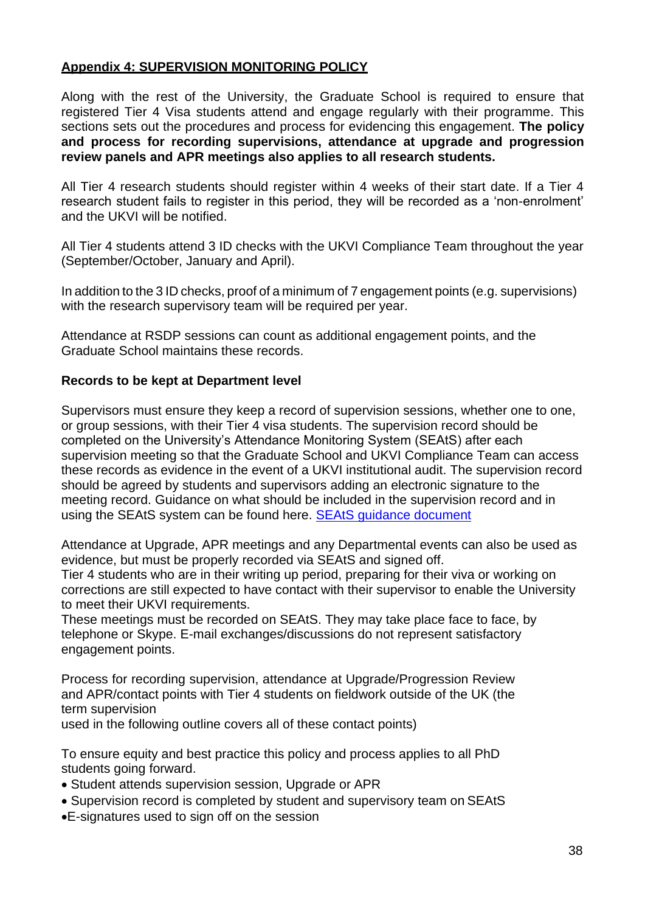## Appendix 4: SUPERVISION MONITORING POLICY

Along with the rest of the University, the Graduate School is required to ensure that registered Tier 4 Visa students attend and engage regularly with their programme. This sections sets out the procedures and process for evidencing this engagement. **The policy and process for recording supervisions, attendance at upgrade and progression review panels and APR meetings also applies to all research students.**

All Tier 4 research students should register within 4 weeks of their start date. If a Tier 4 research student fails to register in this period, they will be recorded as a 'non-enrolment' and the UKVI will be notified.

All Tier 4 students attend 3 ID checks with the UKVI Compliance Team throughout the year (September/October, January and April).

In addition to the 3 ID checks, proof of a minimum of 7 engagement points (e.g. supervisions) with the research supervisory team will be required per year.

Attendance at RSDP sessions can count as additional engagement points, and the Graduate School maintains these records.

**Records to be kept at Department level**

Supervisors must ensure they keep a record of supervision sessions, whether one to one, or group sessions, with their Tier 4 visa students. The supervision record should be completed on the University's Attendance Monitoring System (SEAtS) after each supervision meeting so that the Graduate School and UKVI Compliance Team can access these records as evidence in the event of a UKVI institutional audit. The supervision record should be agreed by students and supervisors adding an electronic signature to the meeting record. Guidance on what should be included in the supervision record and in using the SEAtS system can be found here. [SEAtS guidance document]

Attendance at Upgrade, APR meetings and any Departmental events can also be used as evidence, but must be properly recorded via SEAtS and signed off.
Tier 4 students who are in their writing up period, preparing for their viva or working on corrections are still expected to have contact with their supervisor to enable the University to meet their UKVI requirements.
These meetings must be recorded on SEAtS. They may take place face to face, by telephone or Skype. E-mail exchanges/discussions do not represent satisfactory engagement points.

Process for recording supervision, attendance at Upgrade/Progression Review and APR/contact points with Tier 4 students on fieldwork outside of the UK (the term supervision used in the following outline covers all of these contact points)

To ensure equity and best practice this policy and process applies to all PhD students going forward.

- Student attends supervision session, Upgrade or APR
- Supervision record is completed by student and supervisory team on SEAtS
- E-signatures used to sign off on the session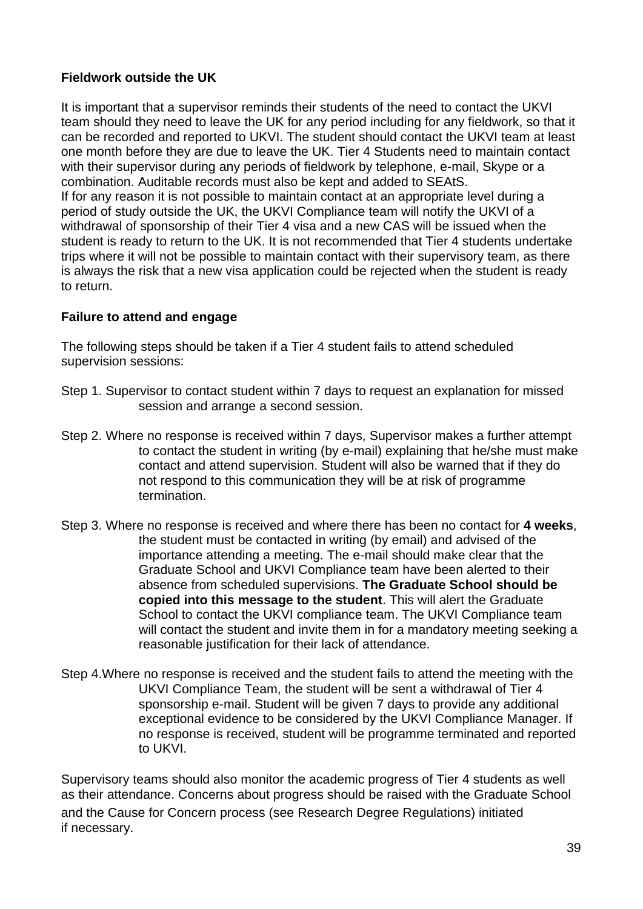**Fieldwork outside the UK**

It is important that a supervisor reminds their students of the need to contact the UKVI team should they need to leave the UK for any period including for any fieldwork, so that it can be recorded and reported to UKVI. The student should contact the UKVI team at least one month before they are due to leave the UK. Tier 4 Students need to maintain contact with their supervisor during any periods of fieldwork by telephone, e-mail, Skype or a combination. Auditable records must also be kept and added to SEAtS.
If for any reason it is not possible to maintain contact at an appropriate level during a period of study outside the UK, the UKVI Compliance team will notify the UKVI of a withdrawal of sponsorship of their Tier 4 visa and a new CAS will be issued when the student is ready to return to the UK. It is not recommended that Tier 4 students undertake trips where it will not be possible to maintain contact with their supervisory team, as there is always the risk that a new visa application could be rejected when the student is ready to return.

**Failure to attend and engage**

The following steps should be taken if a Tier 4 student fails to attend scheduled supervision sessions:

Step 1. Supervisor to contact student within 7 days to request an explanation for missed session and arrange a second session.

Step 2. Where no response is received within 7 days, Supervisor makes a further attempt to contact the student in writing (by e-mail) explaining that he/she must make contact and attend supervision. Student will also be warned that if they do not respond to this communication they will be at risk of programme termination.

Step 3. Where no response is received and where there has been no contact for **4 weeks**, the student must be contacted in writing (by email) and advised of the importance attending a meeting. The e-mail should make clear that the Graduate School and UKVI Compliance team have been alerted to their absence from scheduled supervisions. **The Graduate School should be copied into this message to the student**. This will alert the Graduate School to contact the UKVI compliance team. The UKVI Compliance team will contact the student and invite them in for a mandatory meeting seeking a reasonable justification for their lack of attendance.

Step 4.Where no response is received and the student fails to attend the meeting with the UKVI Compliance Team, the student will be sent a withdrawal of Tier 4 sponsorship e-mail. Student will be given 7 days to provide any additional exceptional evidence to be considered by the UKVI Compliance Manager. If no response is received, student will be programme terminated and reported to UKVI.

Supervisory teams should also monitor the academic progress of Tier 4 students as well as their attendance. Concerns about progress should be raised with the Graduate School and the Cause for Concern process (see Research Degree Regulations) initiated if necessary.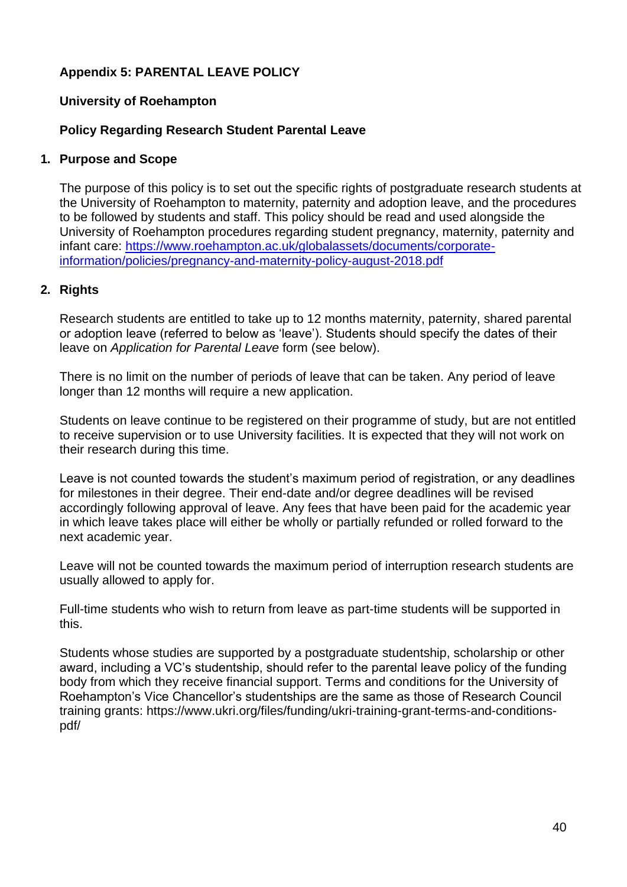**Appendix 5: PARENTAL LEAVE POLICY**

**University of Roehampton**

**Policy Regarding Research Student Parental Leave**

**1. Purpose and Scope**

The purpose of this policy is to set out the specific rights of postgraduate research students at the University of Roehampton to maternity, paternity and adoption leave, and the procedures to be followed by students and staff. This policy should be read and used alongside the University of Roehampton procedures regarding student pregnancy, maternity, paternity and infant care: [https://www.roehampton.ac.uk/globalassets/documents/corporate-information/policies/pregnancy-and-maternity-policy-august-2018.pdf](https://www.roehampton.ac.uk/globalassets/documents/corporate-information/policies/pregnancy-and-maternity-policy-august-2018.pdf)

**2. Rights**

Research students are entitled to take up to 12 months maternity, paternity, shared parental or adoption leave (referred to below as 'leave'). Students should specify the dates of their leave on *Application for Parental Leave* form (see below).

There is no limit on the number of periods of leave that can be taken. Any period of leave longer than 12 months will require a new application.

Students on leave continue to be registered on their programme of study, but are not entitled to receive supervision or to use University facilities. It is expected that they will not work on their research during this time.

Leave is not counted towards the student's maximum period of registration, or any deadlines for milestones in their degree. Their end-date and/or degree deadlines will be revised accordingly following approval of leave. Any fees that have been paid for the academic year in which leave takes place will either be wholly or partially refunded or rolled forward to the next academic year.

Leave will not be counted towards the maximum period of interruption research students are usually allowed to apply for.

Full-time students who wish to return from leave as part-time students will be supported in this.

Students whose studies are supported by a postgraduate studentship, scholarship or other award, including a VC's studentship, should refer to the parental leave policy of the funding body from which they receive financial support. Terms and conditions for the University of Roehampton's Vice Chancellor's studentships are the same as those of Research Council training grants: https://www.ukri.org/files/funding/ukri-training-grant-terms-and-conditions-pdf/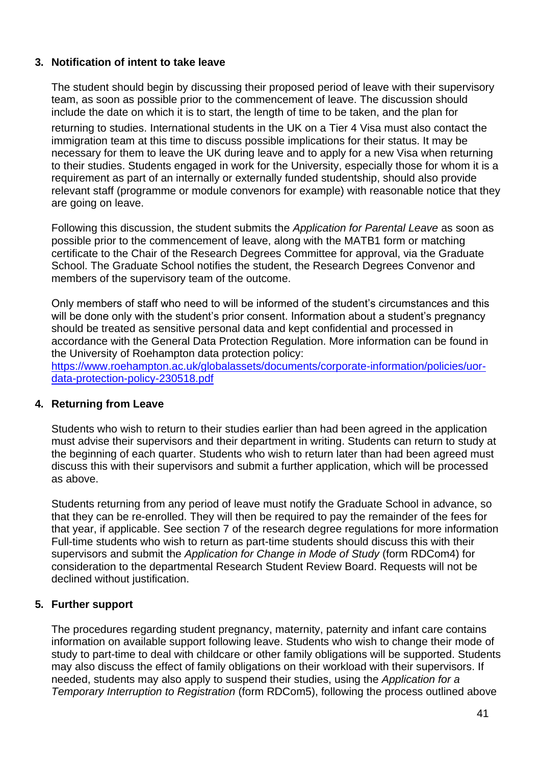## 3. Notification of intent to take leave

The student should begin by discussing their proposed period of leave with their supervisory team, as soon as possible prior to the commencement of leave. The discussion should include the date on which it is to start, the length of time to be taken, and the plan for returning to studies. International students in the UK on a Tier 4 Visa must also contact the immigration team at this time to discuss possible implications for their status. It may be necessary for them to leave the UK during leave and to apply for a new Visa when returning to their studies. Students engaged in work for the University, especially those for whom it is a requirement as part of an internally or externally funded studentship, should also provide relevant staff (programme or module convenors for example) with reasonable notice that they are going on leave.

Following this discussion, the student submits the *Application for Parental Leave* as soon as possible prior to the commencement of leave, along with the MATB1 form or matching certificate to the Chair of the Research Degrees Committee for approval, via the Graduate School. The Graduate School notifies the student, the Research Degrees Convenor and members of the supervisory team of the outcome.

Only members of staff who need to will be informed of the student's circumstances and this will be done only with the student's prior consent. Information about a student's pregnancy should be treated as sensitive personal data and kept confidential and processed in accordance with the General Data Protection Regulation. More information can be found in the University of Roehampton data protection policy:
[https://www.roehampton.ac.uk/globalassets/documents/corporate-information/policies/uor-data-protection-policy-230518.pdf](https://www.roehampton.ac.uk/globalassets/documents/corporate-information/policies/uor-data-protection-policy-230518.pdf)

## 4. Returning from Leave

Students who wish to return to their studies earlier than had been agreed in the application must advise their supervisors and their department in writing. Students can return to study at the beginning of each quarter. Students who wish to return later than had been agreed must discuss this with their supervisors and submit a further application, which will be processed as above.

Students returning from any period of leave must notify the Graduate School in advance, so that they can be re-enrolled. They will then be required to pay the remainder of the fees for that year, if applicable. See section 7 of the research degree regulations for more information Full-time students who wish to return as part-time students should discuss this with their supervisors and submit the *Application for Change in Mode of Study* (form RDCom4) for consideration to the departmental Research Student Review Board. Requests will not be declined without justification.

## 5. Further support

The procedures regarding student pregnancy, maternity, paternity and infant care contains information on available support following leave. Students who wish to change their mode of study to part-time to deal with childcare or other family obligations will be supported. Students may also discuss the effect of family obligations on their workload with their supervisors. If needed, students may also apply to suspend their studies, using the *Application for a Temporary Interruption to Registration* (form RDCom5), following the process outlined above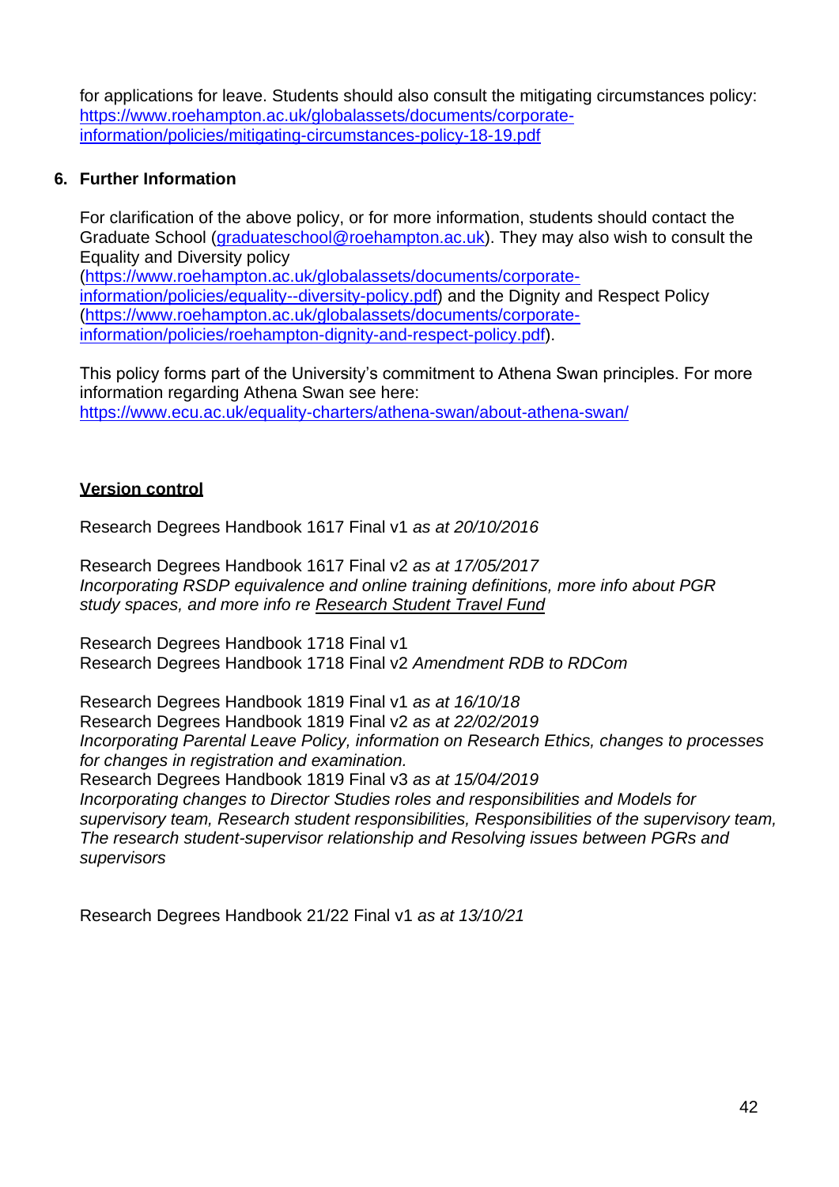for applications for leave. Students should also consult the mitigating circumstances policy: https://www.roehampton.ac.uk/globalassets/documents/corporate-information/policies/mitigating-circumstances-policy-18-19.pdf

## 6. Further Information

For clarification of the above policy, or for more information, students should contact the Graduate School (graduateschool@roehampton.ac.uk). They may also wish to consult the Equality and Diversity policy (https://www.roehampton.ac.uk/globalassets/documents/corporate-information/policies/equality--diversity-policy.pdf) and the Dignity and Respect Policy (https://www.roehampton.ac.uk/globalassets/documents/corporate-information/policies/roehampton-dignity-and-respect-policy.pdf).

This policy forms part of the University's commitment to Athena Swan principles. For more information regarding Athena Swan see here: https://www.ecu.ac.uk/equality-charters/athena-swan/about-athena-swan/

**Version control**

Research Degrees Handbook 1617 Final v1 *as at 20/10/2016*

Research Degrees Handbook 1617 Final v2 *as at 17/05/2017*
*Incorporating RSDP equivalence and online training definitions, more info about PGR study spaces, and more info re Research Student Travel Fund*

Research Degrees Handbook 1718 Final v1
Research Degrees Handbook 1718 Final v2 *Amendment RDB to RDCom*

Research Degrees Handbook 1819 Final v1 *as at 16/10/18*
Research Degrees Handbook 1819 Final v2 *as at 22/02/2019*
*Incorporating Parental Leave Policy, information on Research Ethics, changes to processes for changes in registration and examination.*
Research Degrees Handbook 1819 Final v3 *as at 15/04/2019*
*Incorporating changes to Director Studies roles and responsibilities and Models for supervisory team, Research student responsibilities, Responsibilities of the supervisory team, The research student-supervisor relationship and Resolving issues between PGRs and supervisors*

Research Degrees Handbook 21/22 Final v1 *as at 13/10/21*